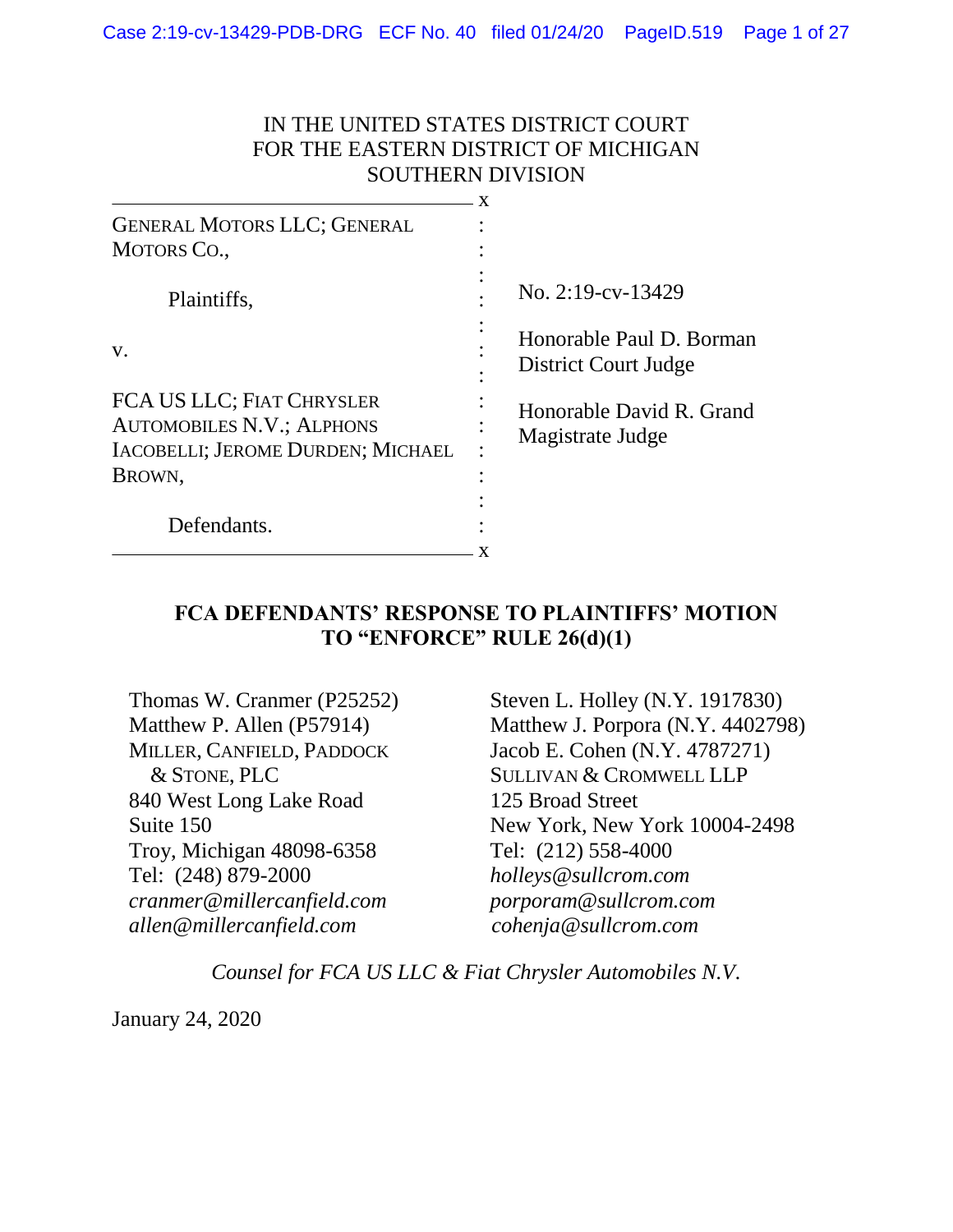IN THE UNITED STATES DISTRICT COURT
FOR THE EASTERN DISTRICT OF MICHIGAN
SOUTHERN DIVISION

| | |
|---|---|
| GENERAL MOTORS LLC; GENERAL MOTORS CO.,<br><br>Plaintiffs,<br><br>v.<br><br>FCA US LLC; FIAT CHRYSLER AUTOMOBILES N.V.; ALPHONS IACOBELLI; JEROME DURDEN; MICHAEL BROWN,<br><br>Defendants. | No. 2:19-cv-13429<br><br>Honorable Paul D. Borman<br>District Court Judge<br><br>Honorable David R. Grand<br>Magistrate Judge |

**FCA DEFENDANTS' RESPONSE TO PLAINTIFFS' MOTION TO "ENFORCE" RULE 26(d)(1)**

Thomas W. Cranmer (P25252)
Matthew P. Allen (P57914)
MILLER, CANFIELD, PADDOCK & STONE, PLC
840 West Long Lake Road
Suite 150
Troy, Michigan 48098-6358
Tel: (248) 879-2000
*cranmer@millercanfield.com*
*allen@millercanfield.com*

Steven L. Holley (N.Y. 1917830)
Matthew J. Porpora (N.Y. 4402798)
Jacob E. Cohen (N.Y. 4787271)
SULLIVAN & CROMWELL LLP
125 Broad Street
New York, New York 10004-2498
Tel: (212) 558-4000
*holleys@sullcrom.com*
*porporam@sullcrom.com*
*cohenja@sullcrom.com*

*Counsel for FCA US LLC & Fiat Chrysler Automobiles N.V.*

January 24, 2020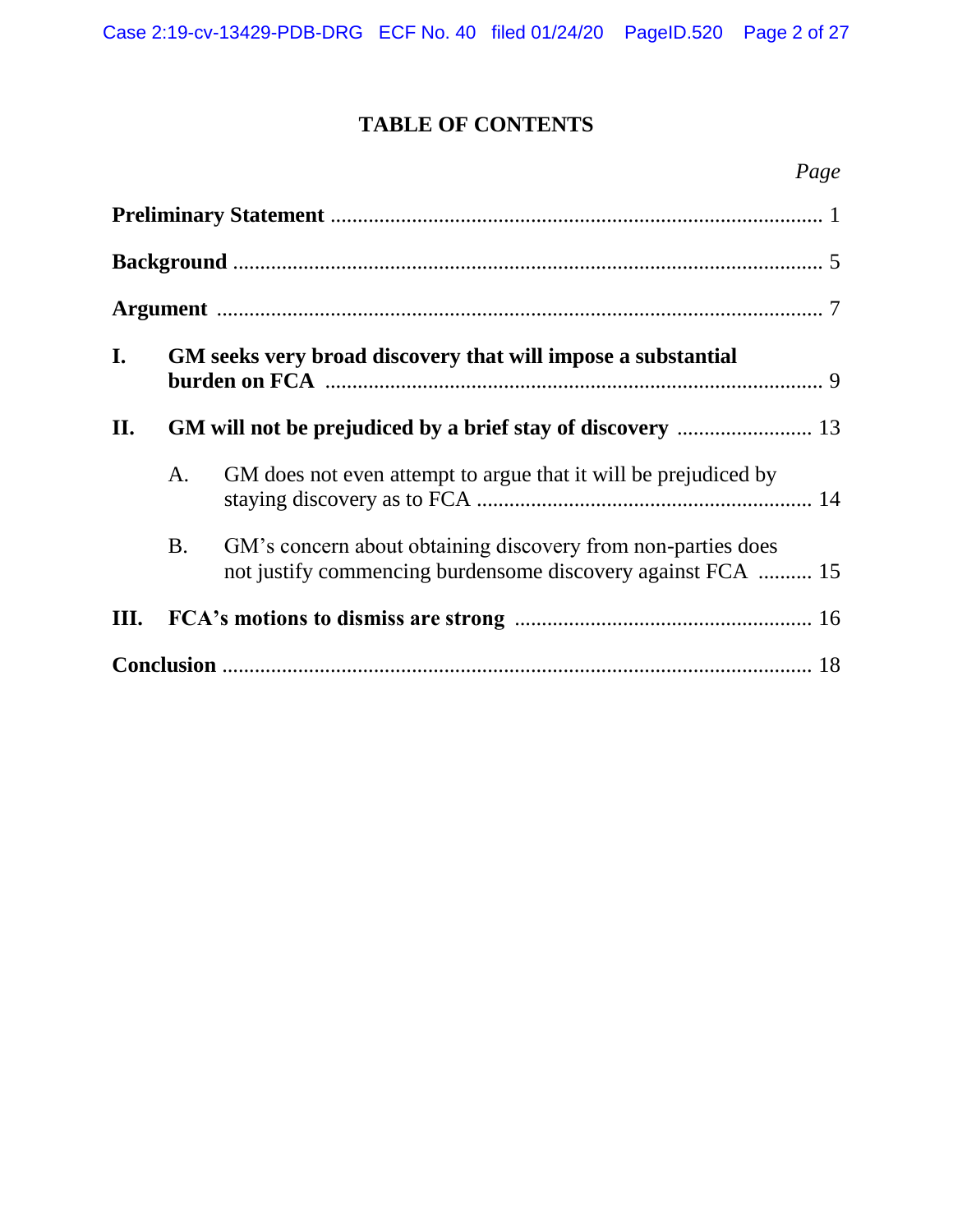# TABLE OF CONTENTS

| | | Page |
|---|---|---|
| **Preliminary Statement** | | 1 |
| **Background** | | 5 |
| **Argument** | | 7 |
| **I.** | **GM seeks very broad discovery that will impose a substantial burden on FCA** | 9 |
| **II.** | **GM will not be prejudiced by a brief stay of discovery** | 13 |
| | A. GM does not even attempt to argue that it will be prejudiced by staying discovery as to FCA | 14 |
| | B. GM's concern about obtaining discovery from non-parties does not justify commencing burdensome discovery against FCA | 15 |
| **III.** | **FCA's motions to dismiss are strong** | 16 |
| **Conclusion** | | 18 |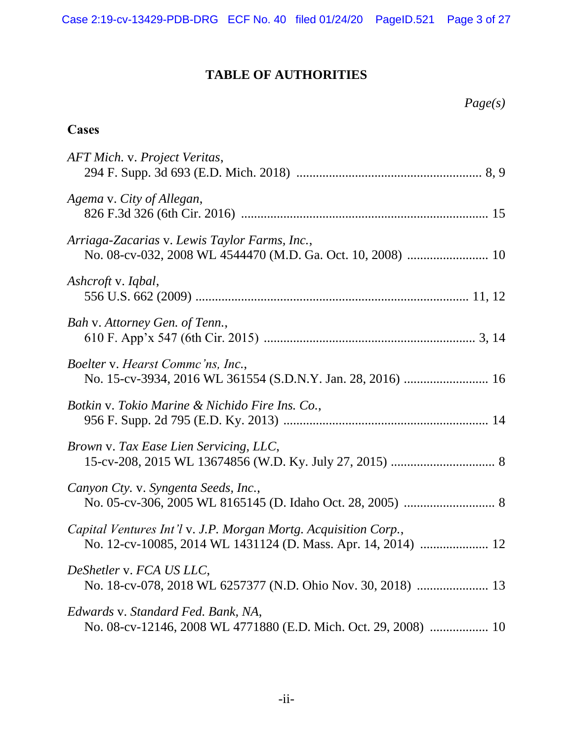# TABLE OF AUTHORITIES

*Page(s)*

**Cases**

*AFT Mich.* v. *Project Veritas*,
294 F. Supp. 3d 693 (E.D. Mich. 2018) ........................................................ 8, 9

*Agema* v. *City of Allegan*,
826 F.3d 326 (6th Cir. 2016) .......................................................................... 15

*Arriaga-Zacarias* v. *Lewis Taylor Farms, Inc.*,
No. 08-cv-032, 2008 WL 4544470 (M.D. Ga. Oct. 10, 2008) ........................ 10

*Ashcroft* v. *Iqbal*,
556 U.S. 662 (2009) ................................................................................. 11, 12

*Bah* v. *Attorney Gen. of Tenn.*,
610 F. App'x 547 (6th Cir. 2015) ............................................................... 3, 14

*Boelter* v. *Hearst Commc'ns, Inc.*,
No. 15-cv-3934, 2016 WL 361554 (S.D.N.Y. Jan. 28, 2016) .......................... 16

*Botkin* v. *Tokio Marine & Nichido Fire Ins. Co.*,
956 F. Supp. 2d 795 (E.D. Ky. 2013) .............................................................. 14

*Brown* v. *Tax Ease Lien Servicing, LLC*,
15-cv-208, 2015 WL 13674856 (W.D. Ky. July 27, 2015) ................................ 8

*Canyon Cty.* v. *Syngenta Seeds, Inc.*,
No. 05-cv-306, 2005 WL 8165145 (D. Idaho Oct. 28, 2005) ............................ 8

*Capital Ventures Int'l* v. *J.P. Morgan Mortg. Acquisition Corp.*,
No. 12-cv-10085, 2014 WL 1431124 (D. Mass. Apr. 14, 2014) ..................... 12

*DeShetler* v. *FCA US LLC*,
No. 18-cv-078, 2018 WL 6257377 (N.D. Ohio Nov. 30, 2018) ...................... 13

*Edwards* v. *Standard Fed. Bank, NA*,
No. 08-cv-12146, 2008 WL 4771880 (E.D. Mich. Oct. 29, 2008) .................. 10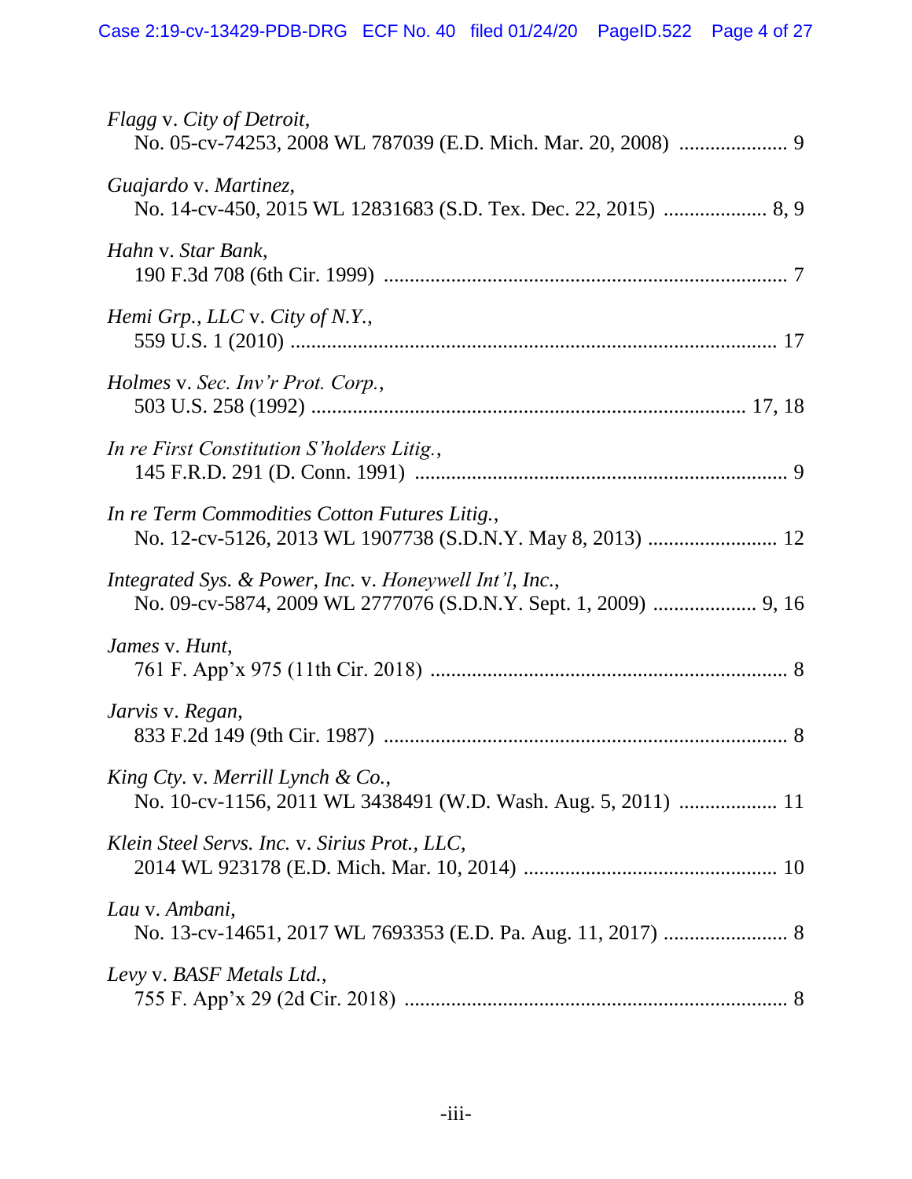*Flagg* v. *City of Detroit*,
No. 05-cv-74253, 2008 WL 787039 (E.D. Mich. Mar. 20, 2008) .................... 9

*Guajardo* v. *Martinez*,
No. 14-cv-450, 2015 WL 12831683 (S.D. Tex. Dec. 22, 2015) ................... 8, 9

*Hahn* v. *Star Bank*,
190 F.3d 708 (6th Cir. 1999) ............................................................................ 7

*Hemi Grp., LLC* v. *City of N.Y.*,
559 U.S. 1 (2010) ............................................................................................ 17

*Holmes* v. *Sec. Inv'r Prot. Corp.*,
503 U.S. 258 (1992) ................................................................................... 17, 18

*In re First Constitution S'holders Litig.*,
145 F.R.D. 291 (D. Conn. 1991) ...................................................................... 9

*In re Term Commodities Cotton Futures Litig.*,
No. 12-cv-5126, 2013 WL 1907738 (S.D.N.Y. May 8, 2013) ........................ 12

*Integrated Sys. & Power, Inc.* v. *Honeywell Int'l, Inc.*,
No. 09-cv-5874, 2009 WL 2777076 (S.D.N.Y. Sept. 1, 2009) ................... 9, 16

*James* v. *Hunt*,
761 F. App'x 975 (11th Cir. 2018) ................................................................... 8

*Jarvis* v. *Regan*,
833 F.2d 149 (9th Cir. 1987) ............................................................................ 8

*King Cty.* v. *Merrill Lynch & Co.*,
No. 10-cv-1156, 2011 WL 3438491 (W.D. Wash. Aug. 5, 2011) .................. 11

*Klein Steel Servs. Inc.* v. *Sirius Prot., LLC*,
2014 WL 923178 (E.D. Mich. Mar. 10, 2014) ................................................ 10

*Lau* v. *Ambani*,
No. 13-cv-14651, 2017 WL 7693353 (E.D. Pa. Aug. 11, 2017) ....................... 8

*Levy* v. *BASF Metals Ltd.*,
755 F. App'x 29 (2d Cir. 2018) ........................................................................ 8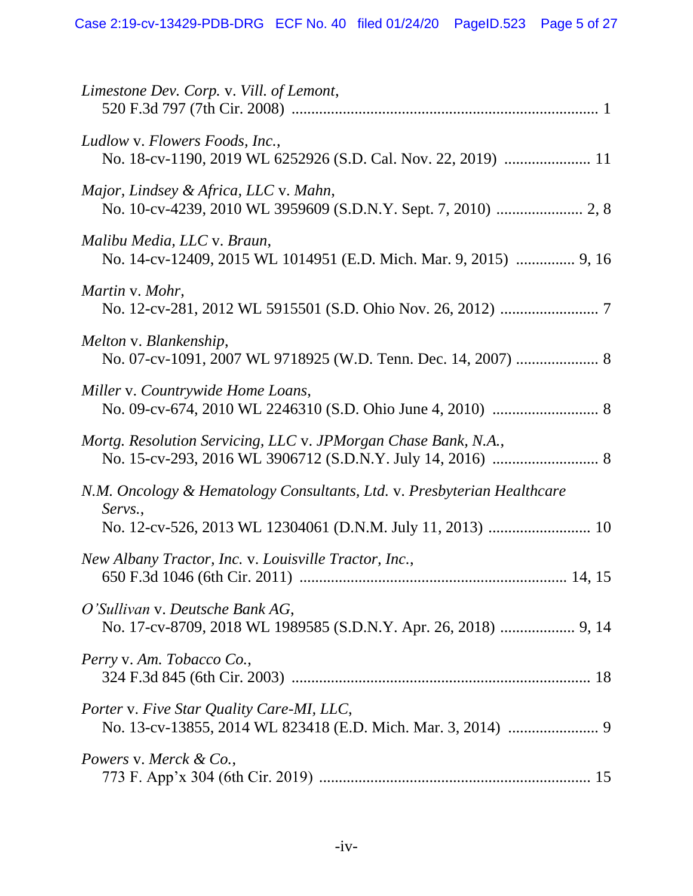*Limestone Dev. Corp.* v. *Vill. of Lemont*,
520 F.3d 797 (7th Cir. 2008) ........................................................................... 1

*Ludlow* v. *Flowers Foods, Inc.*,
No. 18-cv-1190, 2019 WL 6252926 (S.D. Cal. Nov. 22, 2019) ..................... 11

*Major, Lindsey & Africa, LLC* v. *Mahn*,
No. 10-cv-4239, 2010 WL 3959609 (S.D.N.Y. Sept. 7, 2010) ..................... 2, 8

*Malibu Media, LLC* v. *Braun*,
No. 14-cv-12409, 2015 WL 1014951 (E.D. Mich. Mar. 9, 2015) ............... 9, 16

*Martin* v. *Mohr*,
No. 12-cv-281, 2012 WL 5915501 (S.D. Ohio Nov. 26, 2012) ........................ 7

*Melton* v. *Blankenship*,
No. 07-cv-1091, 2007 WL 9718925 (W.D. Tenn. Dec. 14, 2007) .................... 8

*Miller* v. *Countrywide Home Loans*,
No. 09-cv-674, 2010 WL 2246310 (S.D. Ohio June 4, 2010) .......................... 8

*Mortg. Resolution Servicing, LLC* v. *JPMorgan Chase Bank, N.A.*,
No. 15-cv-293, 2016 WL 3906712 (S.D.N.Y. July 14, 2016) .......................... 8

*N.M. Oncology & Hematology Consultants, Ltd.* v. *Presbyterian Healthcare Servs.*,
No. 12-cv-526, 2013 WL 12304061 (D.N.M. July 11, 2013) ......................... 10

*New Albany Tractor, Inc.* v. *Louisville Tractor, Inc.*,
650 F.3d 1046 (6th Cir. 2011) ................................................................. 14, 15

*O'Sullivan* v. *Deutsche Bank AG*,
No. 17-cv-8709, 2018 WL 1989585 (S.D.N.Y. Apr. 26, 2018) .................. 9, 14

*Perry* v. *Am. Tobacco Co.*,
324 F.3d 845 (6th Cir. 2003) .......................................................................... 18

*Porter* v. *Five Star Quality Care-MI, LLC*,
No. 13-cv-13855, 2014 WL 823418 (E.D. Mich. Mar. 3, 2014) ...................... 9

*Powers* v. *Merck & Co.*,
773 F. App'x 304 (6th Cir. 2019) ................................................................... 15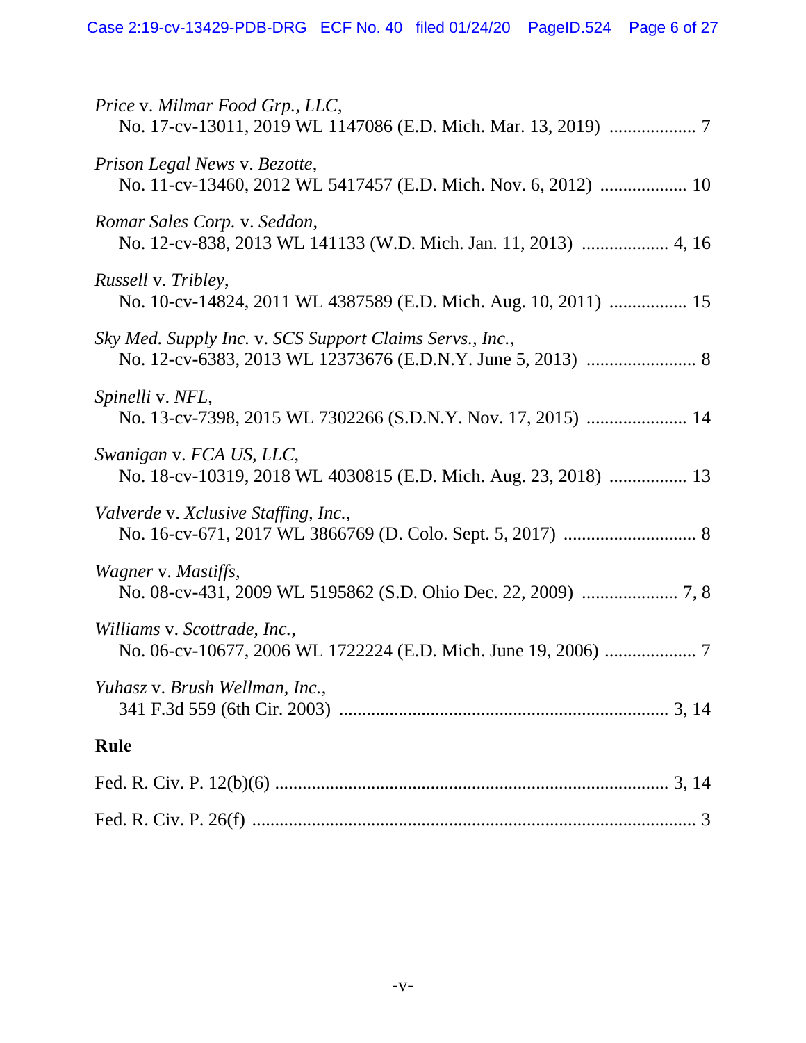*Price* v. *Milmar Food Grp., LLC*,
No. 17-cv-13011, 2019 WL 1147086 (E.D. Mich. Mar. 13, 2019) ................... 7

*Prison Legal News* v. *Bezotte*,
No. 11-cv-13460, 2012 WL 5417457 (E.D. Mich. Nov. 6, 2012) ................... 10

*Romar Sales Corp.* v. *Seddon*,
No. 12-cv-838, 2013 WL 141133 (W.D. Mich. Jan. 11, 2013) ................... 4, 16

*Russell* v. *Tribley*,
No. 10-cv-14824, 2011 WL 4387589 (E.D. Mich. Aug. 10, 2011) ................. 15

*Sky Med. Supply Inc.* v. *SCS Support Claims Servs., Inc.*,
No. 12-cv-6383, 2013 WL 12373676 (E.D.N.Y. June 5, 2013) ........................ 8

*Spinelli* v. *NFL*,
No. 13-cv-7398, 2015 WL 7302266 (S.D.N.Y. Nov. 17, 2015) ...................... 14

*Swanigan* v. *FCA US, LLC*,
No. 18-cv-10319, 2018 WL 4030815 (E.D. Mich. Aug. 23, 2018) ................. 13

*Valverde* v. *Xclusive Staffing, Inc.*,
No. 16-cv-671, 2017 WL 3866769 (D. Colo. Sept. 5, 2017) ............................ 8

*Wagner* v. *Mastiffs*,
No. 08-cv-431, 2009 WL 5195862 (S.D. Ohio Dec. 22, 2009) ..................... 7, 8

*Williams* v. *Scottrade, Inc.*,
No. 06-cv-10677, 2006 WL 1722224 (E.D. Mich. June 19, 2006) .................... 7

*Yuhasz* v. *Brush Wellman, Inc.*,
341 F.3d 559 (6th Cir. 2003) ........................................................................ 3, 14

**Rule**

Fed. R. Civ. P. 12(b)(6) ...................................................................................... 3, 14

Fed. R. Civ. P. 26(f) ................................................................................................ 3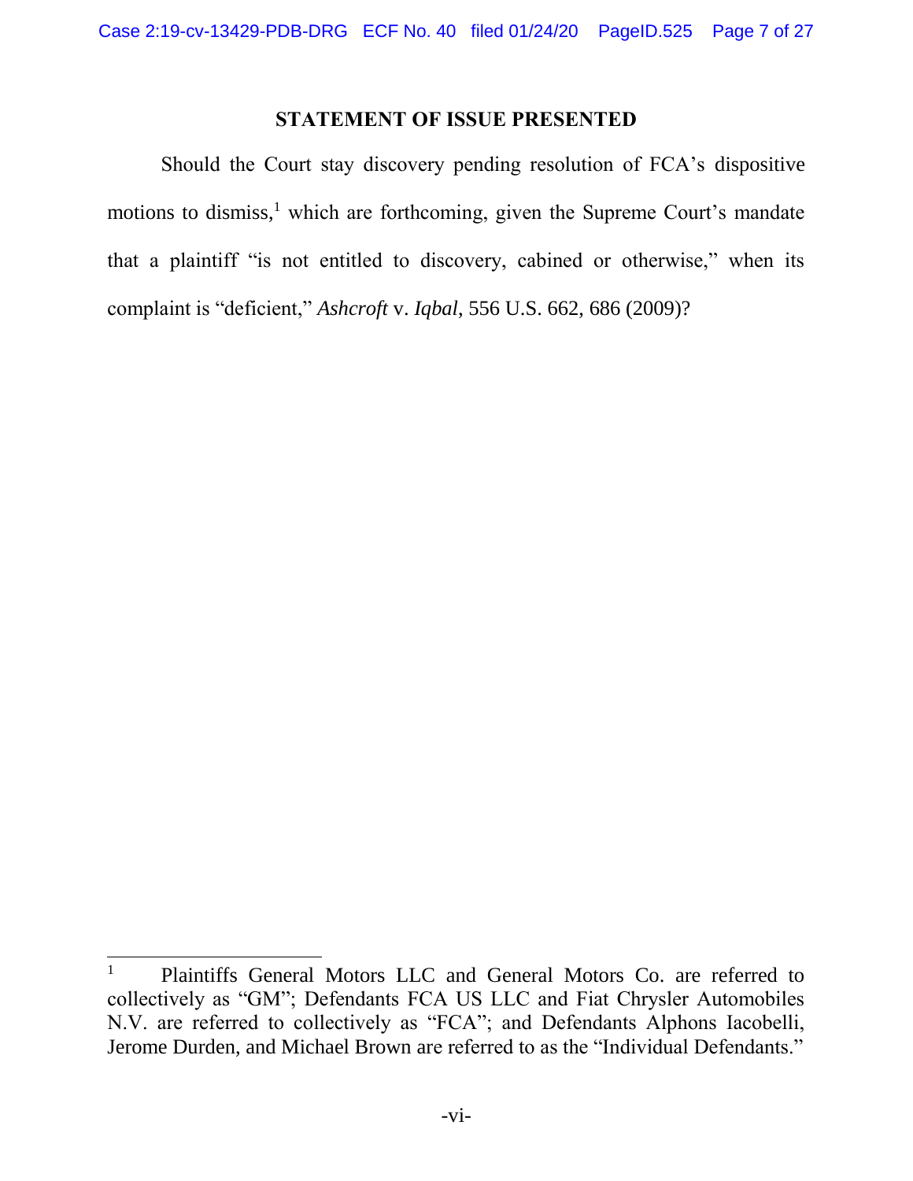## STATEMENT OF ISSUE PRESENTED

Should the Court stay discovery pending resolution of FCA's dispositive motions to dismiss,[1] which are forthcoming, given the Supreme Court's mandate that a plaintiff "is not entitled to discovery, cabined or otherwise," when its complaint is "deficient," *Ashcroft* v. *Iqbal*, 556 U.S. 662, 686 (2009)?

---

[1] Plaintiffs General Motors LLC and General Motors Co. are referred to collectively as "GM"; Defendants FCA US LLC and Fiat Chrysler Automobiles N.V. are referred to collectively as "FCA"; and Defendants Alphons Iacobelli, Jerome Durden, and Michael Brown are referred to as the "Individual Defendants."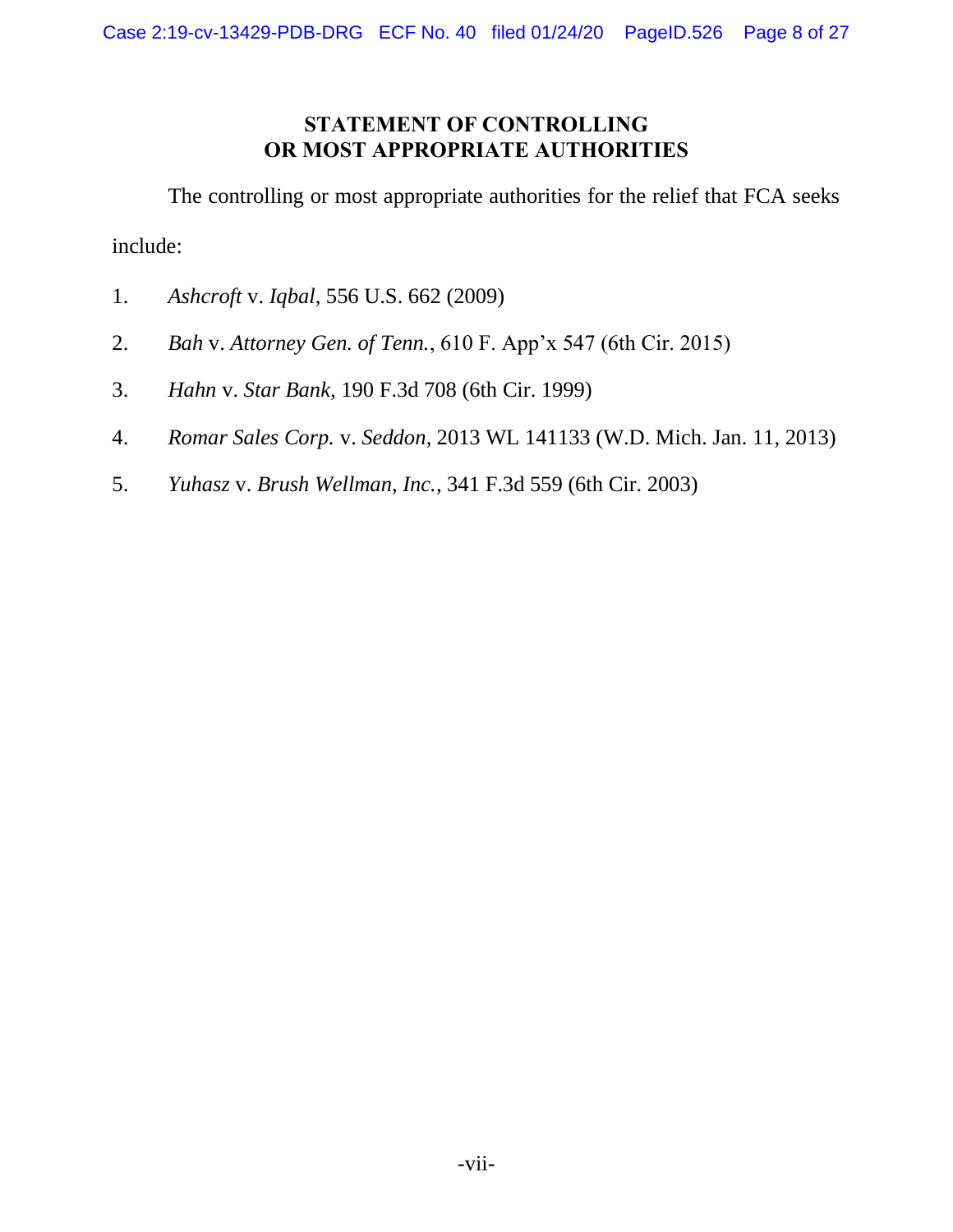## STATEMENT OF CONTROLLING OR MOST APPROPRIATE AUTHORITIES

The controlling or most appropriate authorities for the relief that FCA seeks include:

1. *Ashcroft* v. *Iqbal*, 556 U.S. 662 (2009)
2. *Bah* v. *Attorney Gen. of Tenn.*, 610 F. App'x 547 (6th Cir. 2015)
3. *Hahn* v. *Star Bank*, 190 F.3d 708 (6th Cir. 1999)
4. *Romar Sales Corp.* v. *Seddon*, 2013 WL 141133 (W.D. Mich. Jan. 11, 2013)
5. *Yuhasz* v. *Brush Wellman, Inc.*, 341 F.3d 559 (6th Cir. 2003)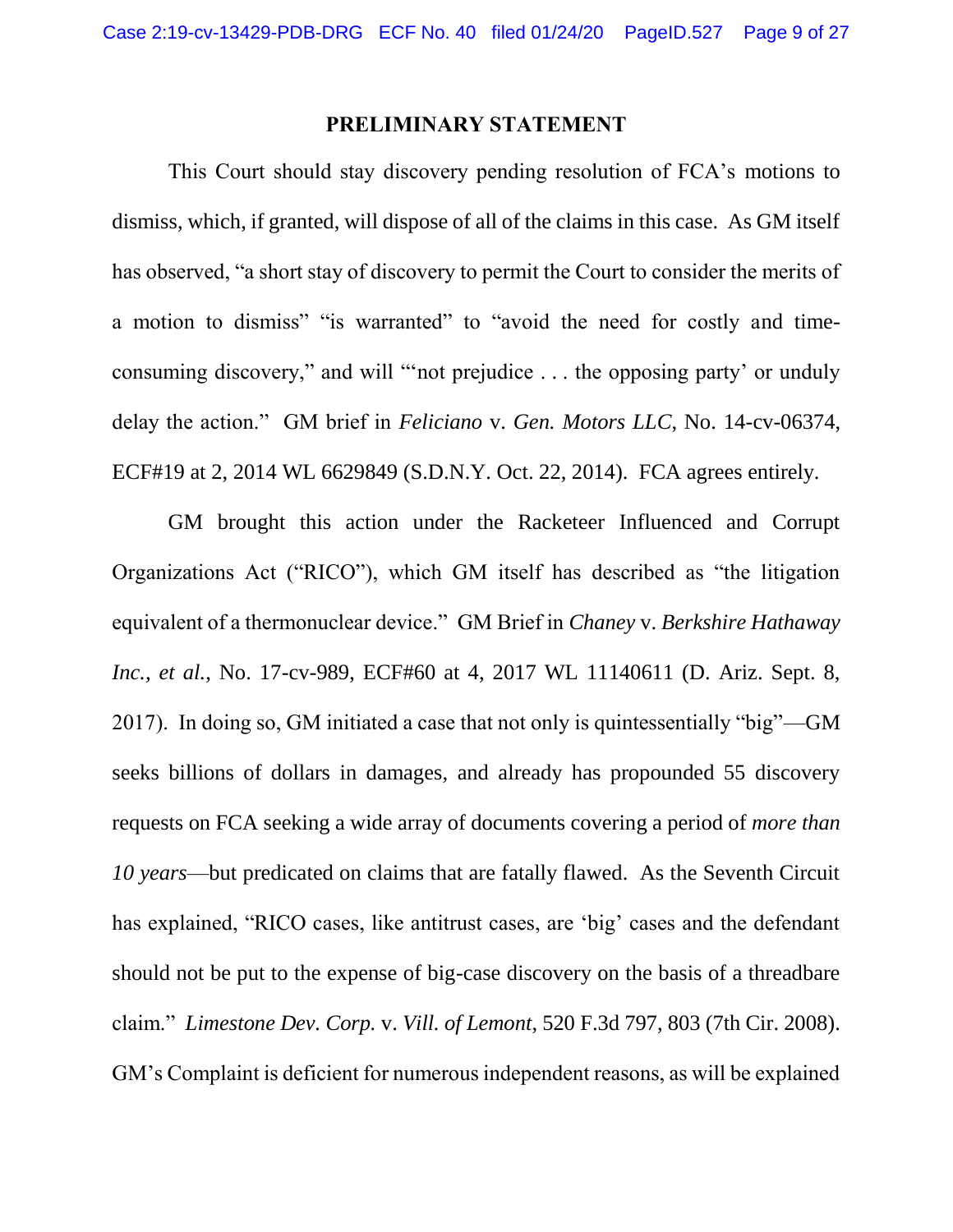## PRELIMINARY STATEMENT

This Court should stay discovery pending resolution of FCA's motions to dismiss, which, if granted, will dispose of all of the claims in this case. As GM itself has observed, "a short stay of discovery to permit the Court to consider the merits of a motion to dismiss" "is warranted" to "avoid the need for costly and time-consuming discovery," and will "'not prejudice . . . the opposing party' or unduly delay the action." GM brief in *Feliciano* v. *Gen. Motors LLC*, No. 14-cv-06374, ECF#19 at 2, 2014 WL 6629849 (S.D.N.Y. Oct. 22, 2014). FCA agrees entirely.

GM brought this action under the Racketeer Influenced and Corrupt Organizations Act ("RICO"), which GM itself has described as "the litigation equivalent of a thermonuclear device." GM Brief in *Chaney* v. *Berkshire Hathaway Inc., et al.*, No. 17-cv-989, ECF#60 at 4, 2017 WL 11140611 (D. Ariz. Sept. 8, 2017). In doing so, GM initiated a case that not only is quintessentially "big"—GM seeks billions of dollars in damages, and already has propounded 55 discovery requests on FCA seeking a wide array of documents covering a period of *more than 10 years*—but predicated on claims that are fatally flawed. As the Seventh Circuit has explained, "RICO cases, like antitrust cases, are 'big' cases and the defendant should not be put to the expense of big-case discovery on the basis of a threadbare claim." *Limestone Dev. Corp.* v. *Vill. of Lemont*, 520 F.3d 797, 803 (7th Cir. 2008). GM's Complaint is deficient for numerous independent reasons, as will be explained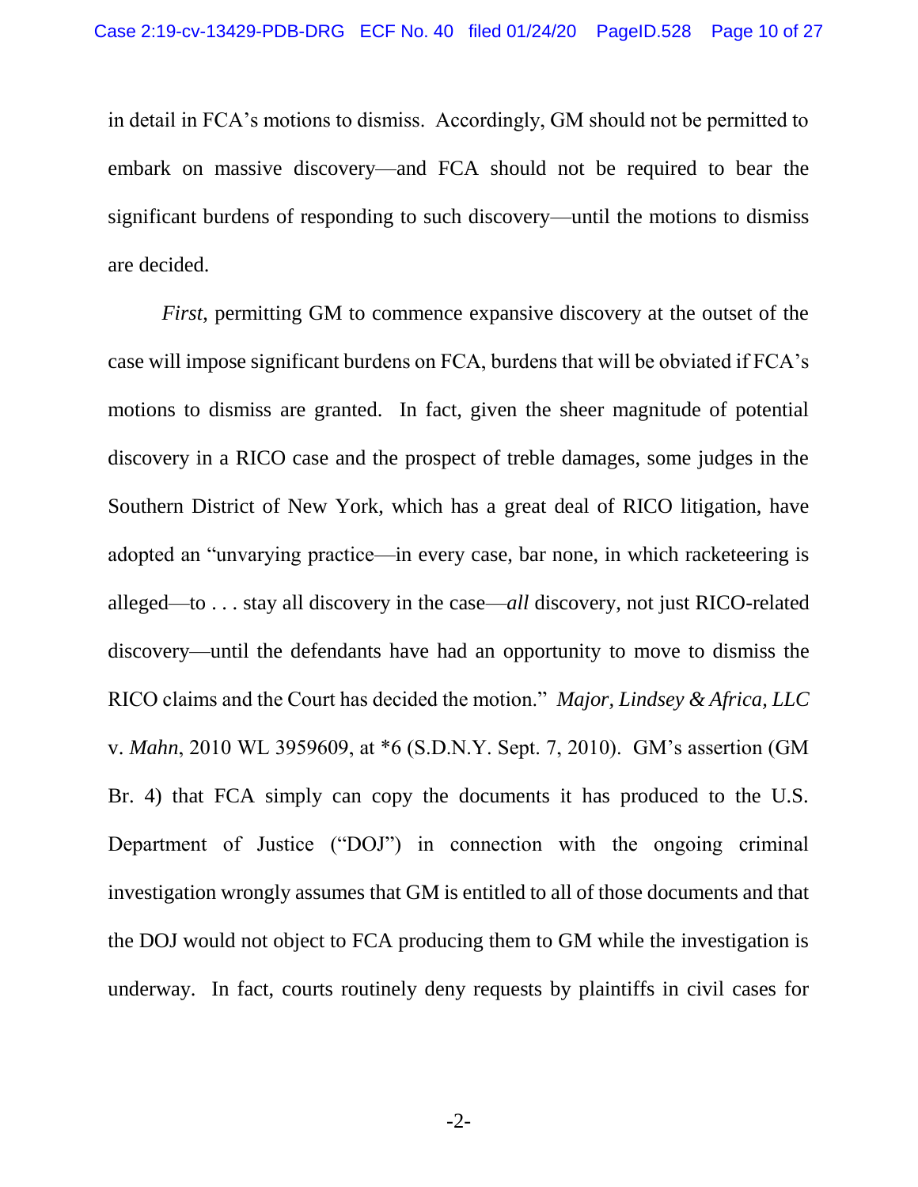in detail in FCA's motions to dismiss. Accordingly, GM should not be permitted to embark on massive discovery—and FCA should not be required to bear the significant burdens of responding to such discovery—until the motions to dismiss are decided.

*First*, permitting GM to commence expansive discovery at the outset of the case will impose significant burdens on FCA, burdens that will be obviated if FCA's motions to dismiss are granted. In fact, given the sheer magnitude of potential discovery in a RICO case and the prospect of treble damages, some judges in the Southern District of New York, which has a great deal of RICO litigation, have adopted an "unvarying practice—in every case, bar none, in which racketeering is alleged—to . . . stay all discovery in the case—*all* discovery, not just RICO-related discovery—until the defendants have had an opportunity to move to dismiss the RICO claims and the Court has decided the motion." *Major, Lindsey & Africa, LLC* v. *Mahn*, 2010 WL 3959609, at *6 (S.D.N.Y. Sept. 7, 2010). GM's assertion (GM Br. 4) that FCA simply can copy the documents it has produced to the U.S. Department of Justice ("DOJ") in connection with the ongoing criminal investigation wrongly assumes that GM is entitled to all of those documents and that the DOJ would not object to FCA producing them to GM while the investigation is underway. In fact, courts routinely deny requests by plaintiffs in civil cases for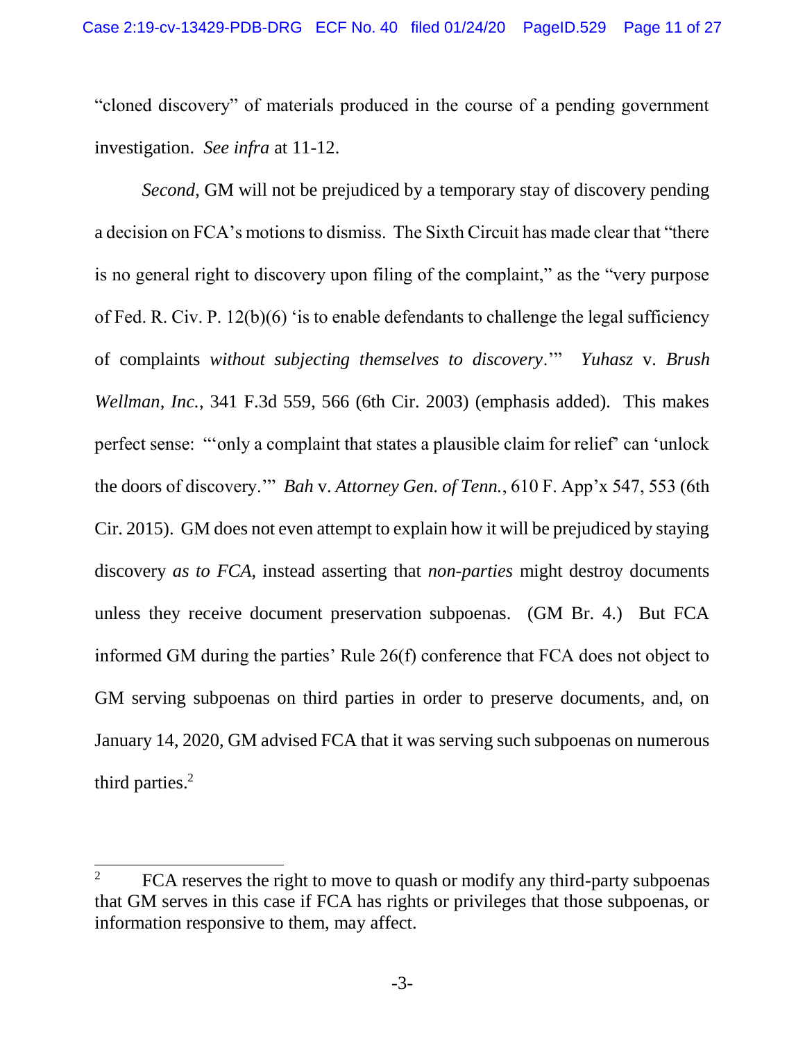"cloned discovery" of materials produced in the course of a pending government investigation. *See infra* at 11-12.

*Second*, GM will not be prejudiced by a temporary stay of discovery pending a decision on FCA's motions to dismiss. The Sixth Circuit has made clear that "there is no general right to discovery upon filing of the complaint," as the "very purpose of Fed. R. Civ. P. 12(b)(6) 'is to enable defendants to challenge the legal sufficiency of complaints *without subjecting themselves to discovery*.'" *Yuhasz* v. *Brush Wellman, Inc.*, 341 F.3d 559, 566 (6th Cir. 2003) (emphasis added). This makes perfect sense: "'only a complaint that states a plausible claim for relief' can 'unlock the doors of discovery.'" *Bah* v. *Attorney Gen. of Tenn.*, 610 F. App'x 547, 553 (6th Cir. 2015). GM does not even attempt to explain how it will be prejudiced by staying discovery *as to FCA*, instead asserting that *non-parties* might destroy documents unless they receive document preservation subpoenas. (GM Br. 4.) But FCA informed GM during the parties' Rule 26(f) conference that FCA does not object to GM serving subpoenas on third parties in order to preserve documents, and, on January 14, 2020, GM advised FCA that it was serving such subpoenas on numerous third parties.[2]

---

[2] FCA reserves the right to move to quash or modify any third-party subpoenas that GM serves in this case if FCA has rights or privileges that those subpoenas, or information responsive to them, may affect.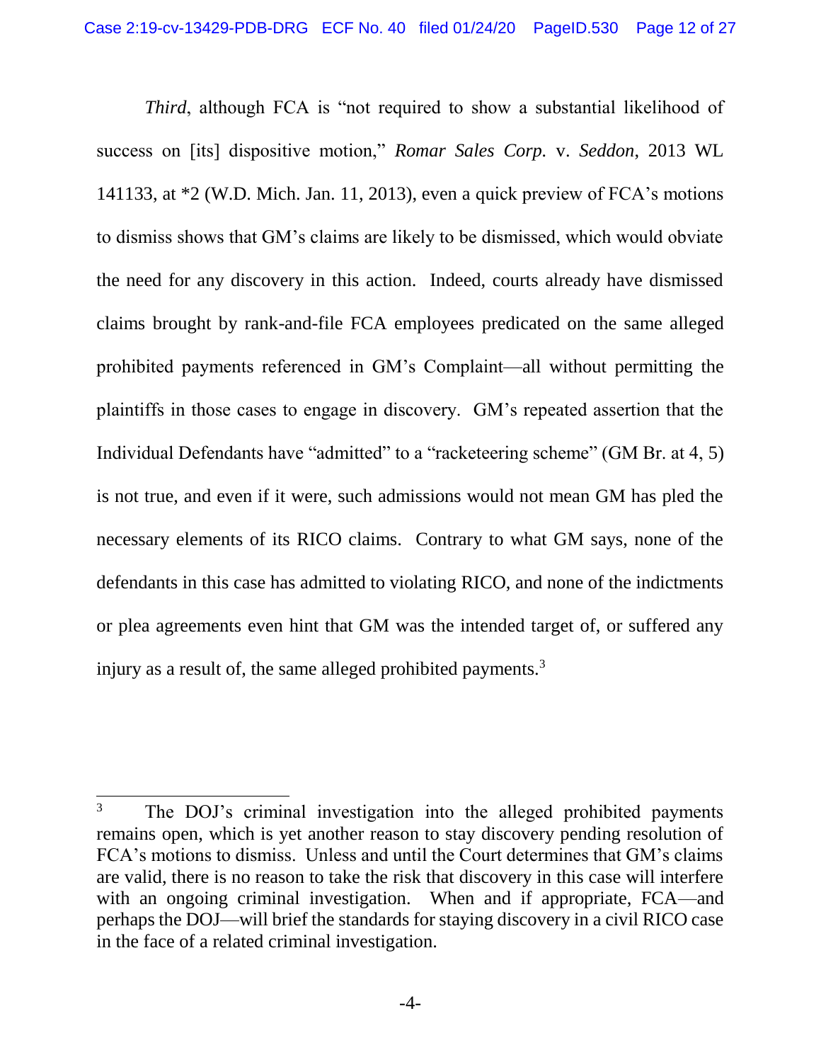*Third*, although FCA is "not required to show a substantial likelihood of success on [its] dispositive motion," *Romar Sales Corp.* v. *Seddon*, 2013 WL 141133, at *2 (W.D. Mich. Jan. 11, 2013), even a quick preview of FCA's motions to dismiss shows that GM's claims are likely to be dismissed, which would obviate the need for any discovery in this action. Indeed, courts already have dismissed claims brought by rank-and-file FCA employees predicated on the same alleged prohibited payments referenced in GM's Complaint—all without permitting the plaintiffs in those cases to engage in discovery. GM's repeated assertion that the Individual Defendants have "admitted" to a "racketeering scheme" (GM Br. at 4, 5) is not true, and even if it were, such admissions would not mean GM has pled the necessary elements of its RICO claims. Contrary to what GM says, none of the defendants in this case has admitted to violating RICO, and none of the indictments or plea agreements even hint that GM was the intended target of, or suffered any injury as a result of, the same alleged prohibited payments.[3]

---

[3] The DOJ's criminal investigation into the alleged prohibited payments remains open, which is yet another reason to stay discovery pending resolution of FCA's motions to dismiss. Unless and until the Court determines that GM's claims are valid, there is no reason to take the risk that discovery in this case will interfere with an ongoing criminal investigation. When and if appropriate, FCA—and perhaps the DOJ—will brief the standards for staying discovery in a civil RICO case in the face of a related criminal investigation.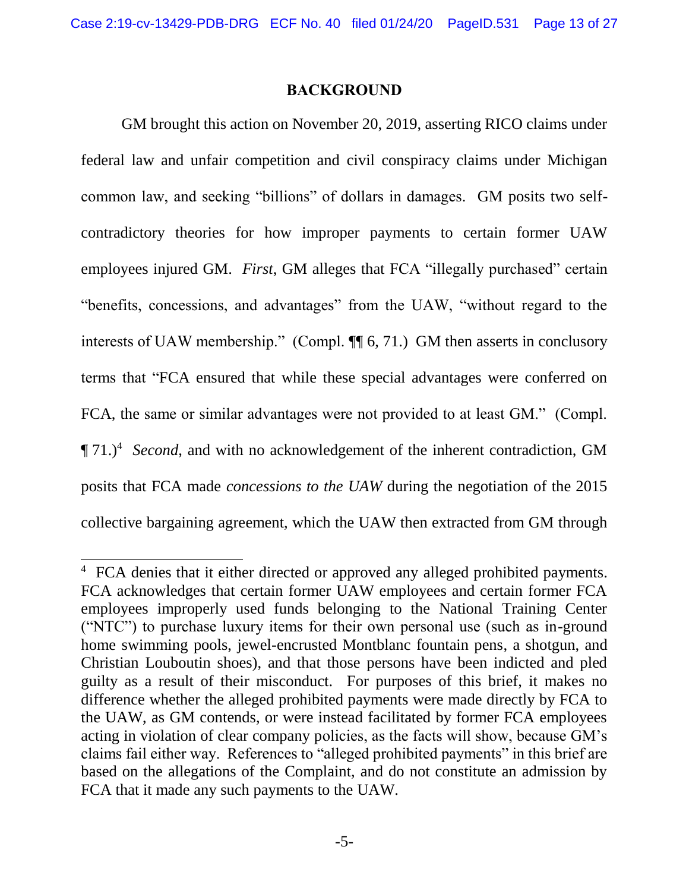## BACKGROUND

GM brought this action on November 20, 2019, asserting RICO claims under federal law and unfair competition and civil conspiracy claims under Michigan common law, and seeking "billions" of dollars in damages. GM posits two self-contradictory theories for how improper payments to certain former UAW employees injured GM. *First*, GM alleges that FCA "illegally purchased" certain "benefits, concessions, and advantages" from the UAW, "without regard to the interests of UAW membership." (Compl. ¶¶ 6, 71.) GM then asserts in conclusory terms that "FCA ensured that while these special advantages were conferred on FCA, the same or similar advantages were not provided to at least GM." (Compl. ¶ 71.)[4] *Second*, and with no acknowledgement of the inherent contradiction, GM posits that FCA made *concessions to the UAW* during the negotiation of the 2015 collective bargaining agreement, which the UAW then extracted from GM through

---

[4] FCA denies that it either directed or approved any alleged prohibited payments. FCA acknowledges that certain former UAW employees and certain former FCA employees improperly used funds belonging to the National Training Center ("NTC") to purchase luxury items for their own personal use (such as in-ground home swimming pools, jewel-encrusted Montblanc fountain pens, a shotgun, and Christian Louboutin shoes), and that those persons have been indicted and pled guilty as a result of their misconduct. For purposes of this brief, it makes no difference whether the alleged prohibited payments were made directly by FCA to the UAW, as GM contends, or were instead facilitated by former FCA employees acting in violation of clear company policies, as the facts will show, because GM's claims fail either way. References to "alleged prohibited payments" in this brief are based on the allegations of the Complaint, and do not constitute an admission by FCA that it made any such payments to the UAW.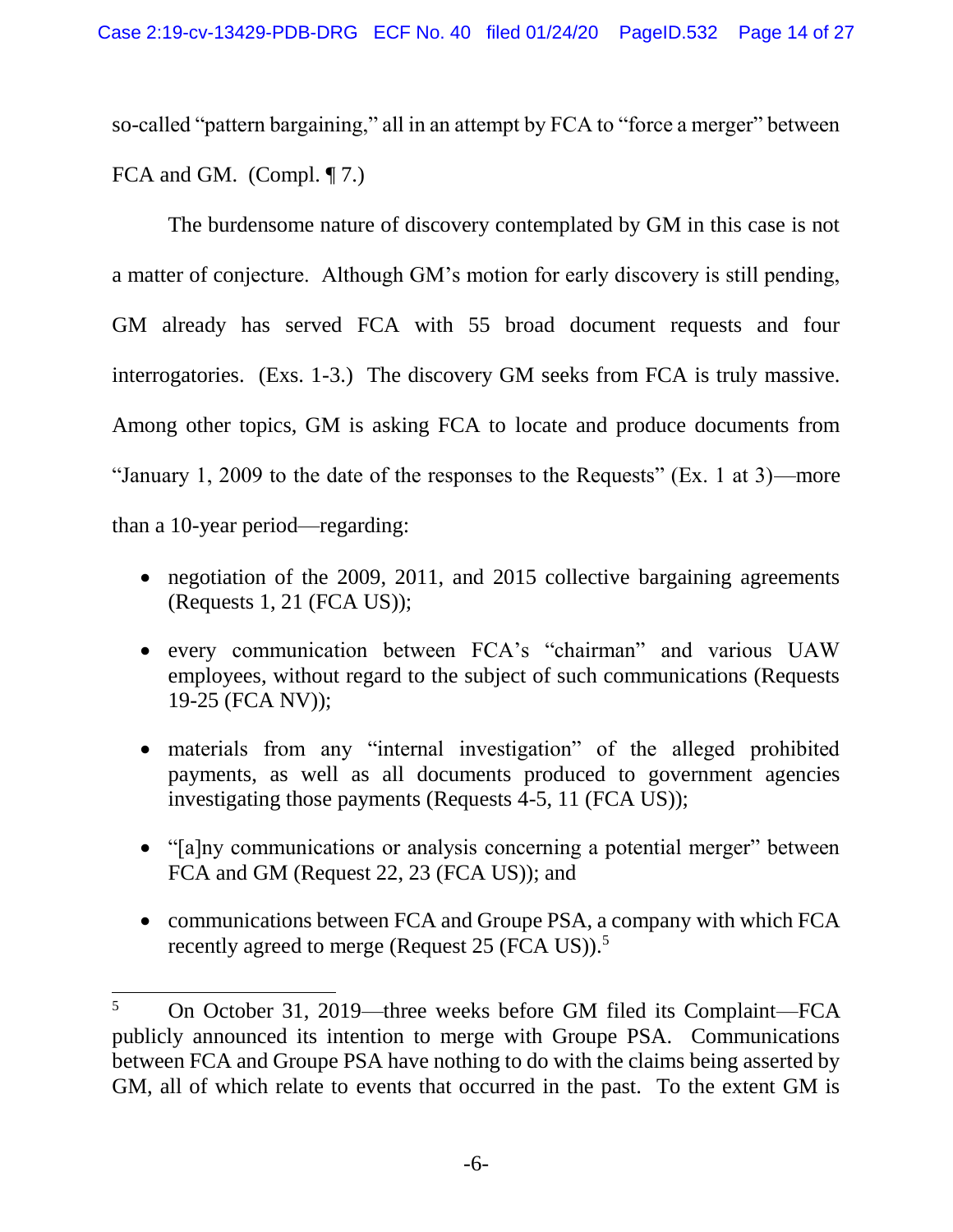so-called "pattern bargaining," all in an attempt by FCA to "force a merger" between FCA and GM. (Compl. ¶ 7.)

The burdensome nature of discovery contemplated by GM in this case is not a matter of conjecture. Although GM's motion for early discovery is still pending, GM already has served FCA with 55 broad document requests and four interrogatories. (Exs. 1-3.) The discovery GM seeks from FCA is truly massive. Among other topics, GM is asking FCA to locate and produce documents from "January 1, 2009 to the date of the responses to the Requests" (Ex. 1 at 3)—more than a 10-year period—regarding:

- negotiation of the 2009, 2011, and 2015 collective bargaining agreements (Requests 1, 21 (FCA US));
- every communication between FCA's "chairman" and various UAW employees, without regard to the subject of such communications (Requests 19-25 (FCA NV));
- materials from any "internal investigation" of the alleged prohibited payments, as well as all documents produced to government agencies investigating those payments (Requests 4-5, 11 (FCA US));
- "[a]ny communications or analysis concerning a potential merger" between FCA and GM (Request 22, 23 (FCA US)); and
- communications between FCA and Groupe PSA, a company with which FCA recently agreed to merge (Request 25 (FCA US)).[5]

---

[5] On October 31, 2019—three weeks before GM filed its Complaint—FCA publicly announced its intention to merge with Groupe PSA. Communications between FCA and Groupe PSA have nothing to do with the claims being asserted by GM, all of which relate to events that occurred in the past. To the extent GM is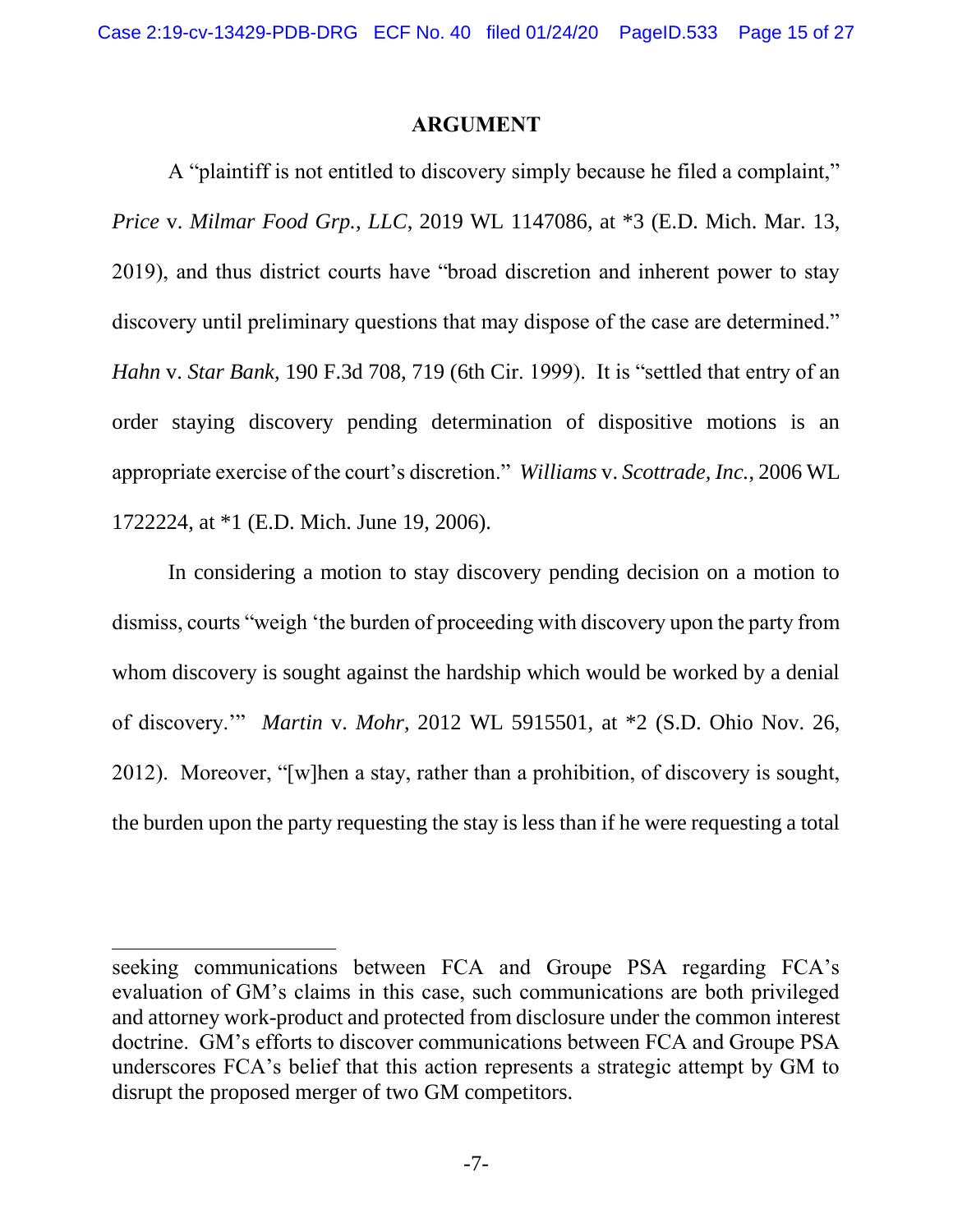## ARGUMENT

A "plaintiff is not entitled to discovery simply because he filed a complaint," *Price* v. *Milmar Food Grp., LLC*, 2019 WL 1147086, at *3 (E.D. Mich. Mar. 13, 2019), and thus district courts have "broad discretion and inherent power to stay discovery until preliminary questions that may dispose of the case are determined." *Hahn* v. *Star Bank*, 190 F.3d 708, 719 (6th Cir. 1999). It is "settled that entry of an order staying discovery pending determination of dispositive motions is an appropriate exercise of the court's discretion." *Williams* v. *Scottrade, Inc.*, 2006 WL 1722224, at *1 (E.D. Mich. June 19, 2006).

In considering a motion to stay discovery pending decision on a motion to dismiss, courts "weigh 'the burden of proceeding with discovery upon the party from whom discovery is sought against the hardship which would be worked by a denial of discovery.'" *Martin* v. *Mohr*, 2012 WL 5915501, at *2 (S.D. Ohio Nov. 26, 2012). Moreover, "[w]hen a stay, rather than a prohibition, of discovery is sought, the burden upon the party requesting the stay is less than if he were requesting a total

---

seeking communications between FCA and Groupe PSA regarding FCA's evaluation of GM's claims in this case, such communications are both privileged and attorney work-product and protected from disclosure under the common interest doctrine. GM's efforts to discover communications between FCA and Groupe PSA underscores FCA's belief that this action represents a strategic attempt by GM to disrupt the proposed merger of two GM competitors.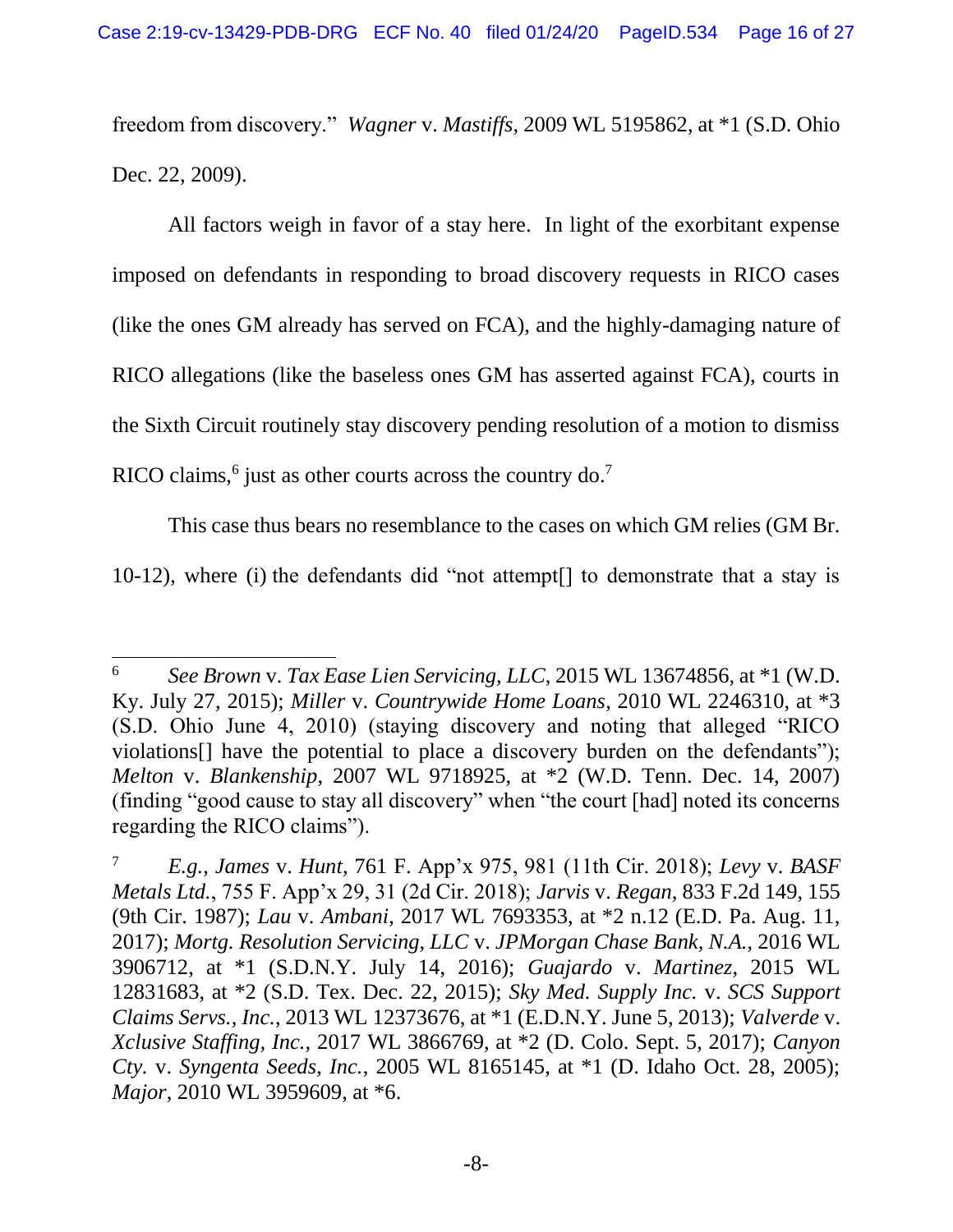freedom from discovery." *Wagner* v. *Mastiffs*, 2009 WL 5195862, at *1 (S.D. Ohio Dec. 22, 2009).

All factors weigh in favor of a stay here. In light of the exorbitant expense imposed on defendants in responding to broad discovery requests in RICO cases (like the ones GM already has served on FCA), and the highly-damaging nature of RICO allegations (like the baseless ones GM has asserted against FCA), courts in the Sixth Circuit routinely stay discovery pending resolution of a motion to dismiss RICO claims,[6] just as other courts across the country do.[7]

This case thus bears no resemblance to the cases on which GM relies (GM Br. 10-12), where (i) the defendants did "not attempt[] to demonstrate that a stay is

---

[6] *See Brown* v. *Tax Ease Lien Servicing, LLC*, 2015 WL 13674856, at *1 (W.D. Ky. July 27, 2015); *Miller* v. *Countrywide Home Loans*, 2010 WL 2246310, at *3 (S.D. Ohio June 4, 2010) (staying discovery and noting that alleged "RICO violations[] have the potential to place a discovery burden on the defendants"); *Melton* v. *Blankenship*, 2007 WL 9718925, at *2 (W.D. Tenn. Dec. 14, 2007) (finding "good cause to stay all discovery" when "the court [had] noted its concerns regarding the RICO claims").

[7] *E.g.*, *James* v. *Hunt*, 761 F. App'x 975, 981 (11th Cir. 2018); *Levy* v. *BASF Metals Ltd.*, 755 F. App'x 29, 31 (2d Cir. 2018); *Jarvis* v. *Regan*, 833 F.2d 149, 155 (9th Cir. 1987); *Lau* v. *Ambani*, 2017 WL 7693353, at *2 n.12 (E.D. Pa. Aug. 11, 2017); *Mortg. Resolution Servicing, LLC* v. *JPMorgan Chase Bank, N.A.*, 2016 WL 3906712, at *1 (S.D.N.Y. July 14, 2016); *Guajardo* v. *Martinez*, 2015 WL 12831683, at *2 (S.D. Tex. Dec. 22, 2015); *Sky Med. Supply Inc.* v. *SCS Support Claims Servs., Inc.*, 2013 WL 12373676, at *1 (E.D.N.Y. June 5, 2013); *Valverde* v. *Xclusive Staffing, Inc.*, 2017 WL 3866769, at *2 (D. Colo. Sept. 5, 2017); *Canyon Cty.* v. *Syngenta Seeds, Inc.*, 2005 WL 8165145, at *1 (D. Idaho Oct. 28, 2005); *Major*, 2010 WL 3959609, at *6.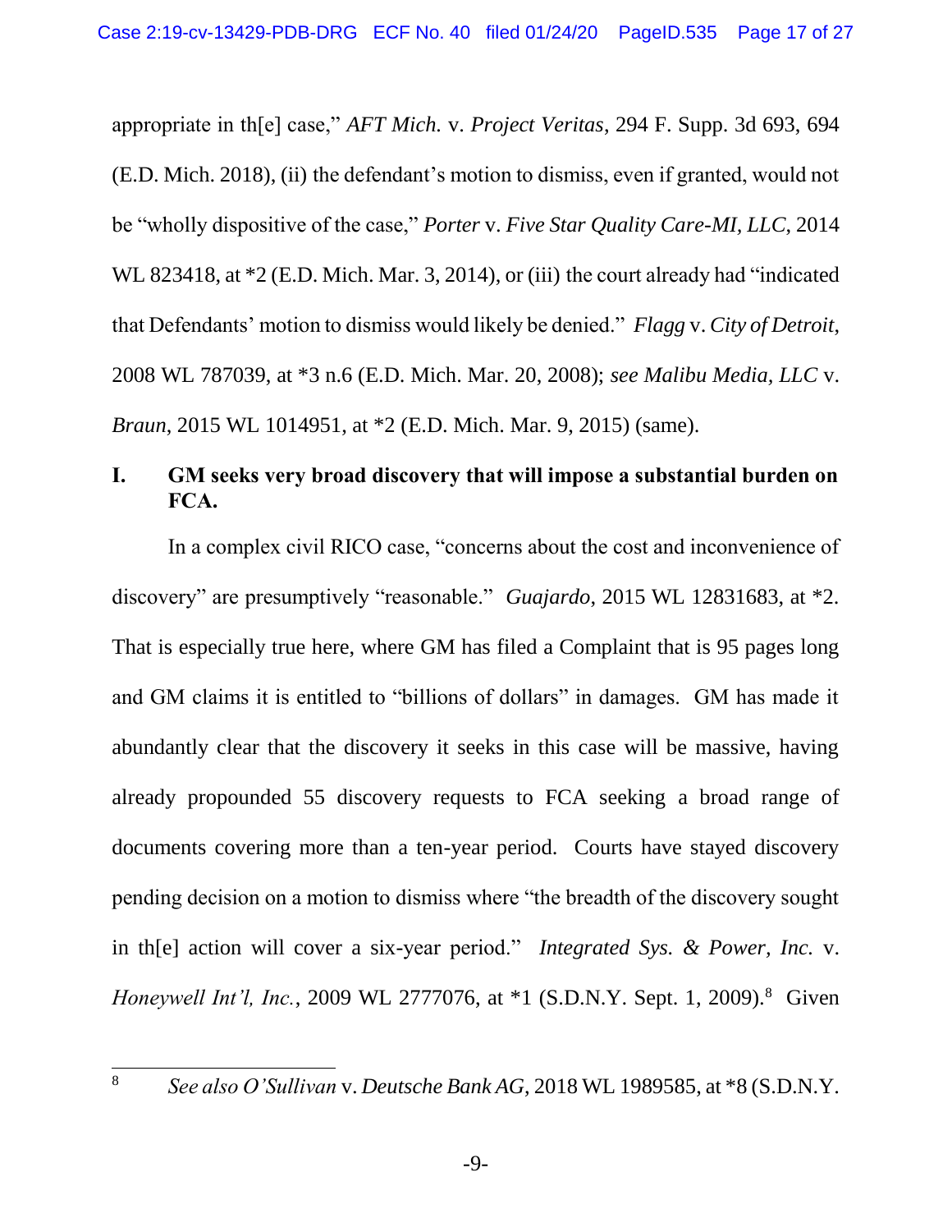appropriate in th[e] case," *AFT Mich.* v. *Project Veritas*, 294 F. Supp. 3d 693, 694 (E.D. Mich. 2018), (ii) the defendant's motion to dismiss, even if granted, would not be "wholly dispositive of the case," *Porter* v. *Five Star Quality Care-MI, LLC*, 2014 WL 823418, at *2 (E.D. Mich. Mar. 3, 2014), or (iii) the court already had "indicated that Defendants' motion to dismiss would likely be denied." *Flagg* v. *City of Detroit*, 2008 WL 787039, at *3 n.6 (E.D. Mich. Mar. 20, 2008); *see Malibu Media, LLC* v. *Braun*, 2015 WL 1014951, at *2 (E.D. Mich. Mar. 9, 2015) (same).

## I. GM seeks very broad discovery that will impose a substantial burden on FCA.

In a complex civil RICO case, "concerns about the cost and inconvenience of discovery" are presumptively "reasonable." *Guajardo*, 2015 WL 12831683, at *2. That is especially true here, where GM has filed a Complaint that is 95 pages long and GM claims it is entitled to "billions of dollars" in damages. GM has made it abundantly clear that the discovery it seeks in this case will be massive, having already propounded 55 discovery requests to FCA seeking a broad range of documents covering more than a ten-year period. Courts have stayed discovery pending decision on a motion to dismiss where "the breadth of the discovery sought in th[e] action will cover a six-year period." *Integrated Sys. & Power, Inc.* v. *Honeywell Int'l, Inc.*, 2009 WL 2777076, at *1 (S.D.N.Y. Sept. 1, 2009).[8] Given

---

[8] *See also O'Sullivan* v. *Deutsche Bank AG*, 2018 WL 1989585, at *8 (S.D.N.Y.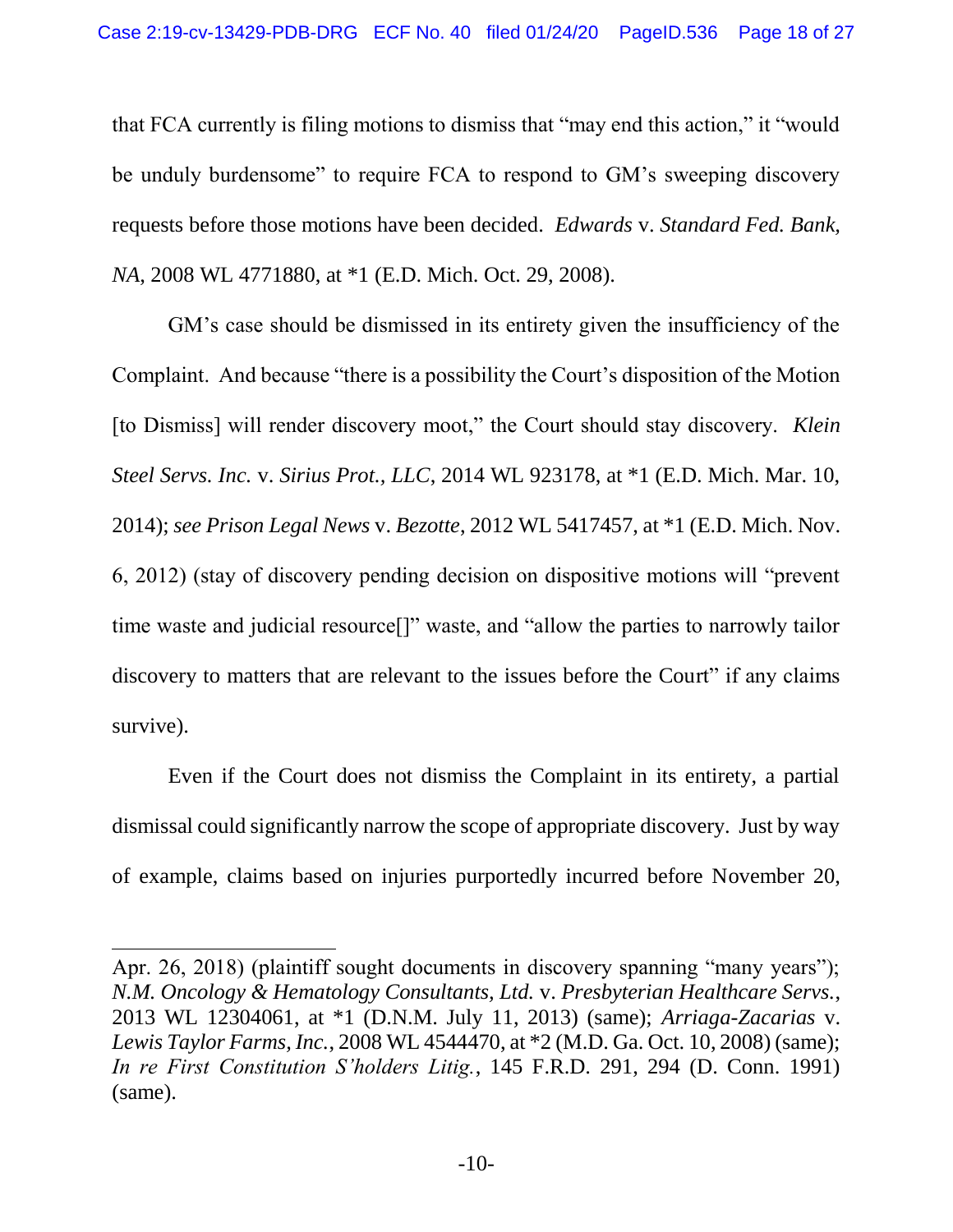that FCA currently is filing motions to dismiss that "may end this action," it "would be unduly burdensome" to require FCA to respond to GM's sweeping discovery requests before those motions have been decided. *Edwards* v. *Standard Fed. Bank, NA*, 2008 WL 4771880, at *1 (E.D. Mich. Oct. 29, 2008).

GM's case should be dismissed in its entirety given the insufficiency of the Complaint. And because "there is a possibility the Court's disposition of the Motion [to Dismiss] will render discovery moot," the Court should stay discovery. *Klein Steel Servs. Inc.* v. *Sirius Prot., LLC*, 2014 WL 923178, at *1 (E.D. Mich. Mar. 10, 2014); *see Prison Legal News* v. *Bezotte*, 2012 WL 5417457, at *1 (E.D. Mich. Nov. 6, 2012) (stay of discovery pending decision on dispositive motions will "prevent time waste and judicial resource[]" waste, and "allow the parties to narrowly tailor discovery to matters that are relevant to the issues before the Court" if any claims survive).

Even if the Court does not dismiss the Complaint in its entirety, a partial dismissal could significantly narrow the scope of appropriate discovery. Just by way of example, claims based on injuries purportedly incurred before November 20,

---

Apr. 26, 2018) (plaintiff sought documents in discovery spanning "many years"); *N.M. Oncology & Hematology Consultants, Ltd.* v. *Presbyterian Healthcare Servs.*, 2013 WL 12304061, at *1 (D.N.M. July 11, 2013) (same); *Arriaga-Zacarias* v. *Lewis Taylor Farms, Inc.*, 2008 WL 4544470, at *2 (M.D. Ga. Oct. 10, 2008) (same); *In re First Constitution S'holders Litig.*, 145 F.R.D. 291, 294 (D. Conn. 1991) (same).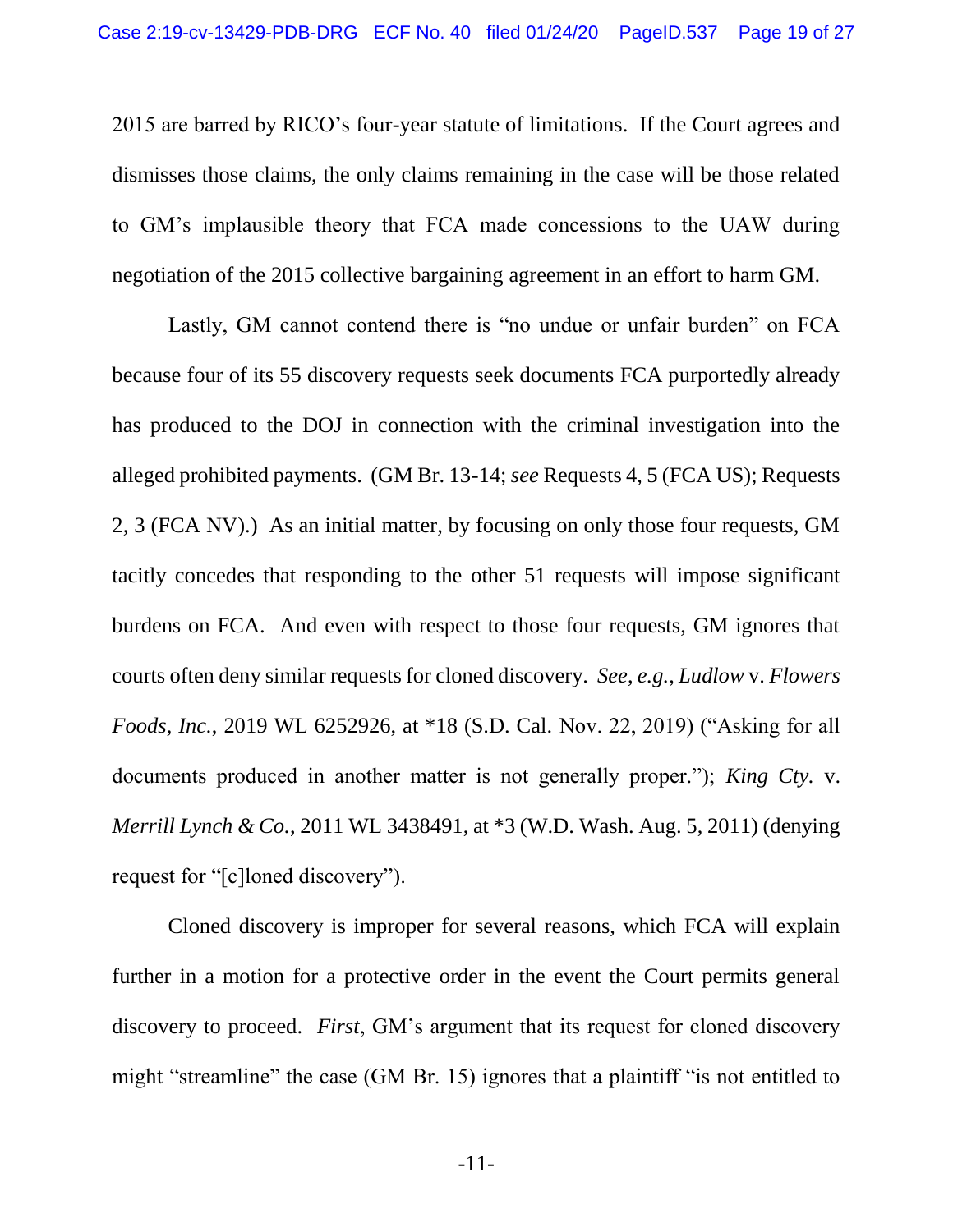2015 are barred by RICO's four-year statute of limitations. If the Court agrees and dismisses those claims, the only claims remaining in the case will be those related to GM's implausible theory that FCA made concessions to the UAW during negotiation of the 2015 collective bargaining agreement in an effort to harm GM.

Lastly, GM cannot contend there is "no undue or unfair burden" on FCA because four of its 55 discovery requests seek documents FCA purportedly already has produced to the DOJ in connection with the criminal investigation into the alleged prohibited payments. (GM Br. 13-14; *see* Requests 4, 5 (FCA US); Requests 2, 3 (FCA NV).) As an initial matter, by focusing on only those four requests, GM tacitly concedes that responding to the other 51 requests will impose significant burdens on FCA. And even with respect to those four requests, GM ignores that courts often deny similar requests for cloned discovery. *See, e.g.*, *Ludlow* v. *Flowers Foods, Inc.*, 2019 WL 6252926, at *18 (S.D. Cal. Nov. 22, 2019) ("Asking for all documents produced in another matter is not generally proper."); *King Cty.* v. *Merrill Lynch & Co.*, 2011 WL 3438491, at *3 (W.D. Wash. Aug. 5, 2011) (denying request for "[c]loned discovery").

Cloned discovery is improper for several reasons, which FCA will explain further in a motion for a protective order in the event the Court permits general discovery to proceed. *First*, GM's argument that its request for cloned discovery might "streamline" the case (GM Br. 15) ignores that a plaintiff "is not entitled to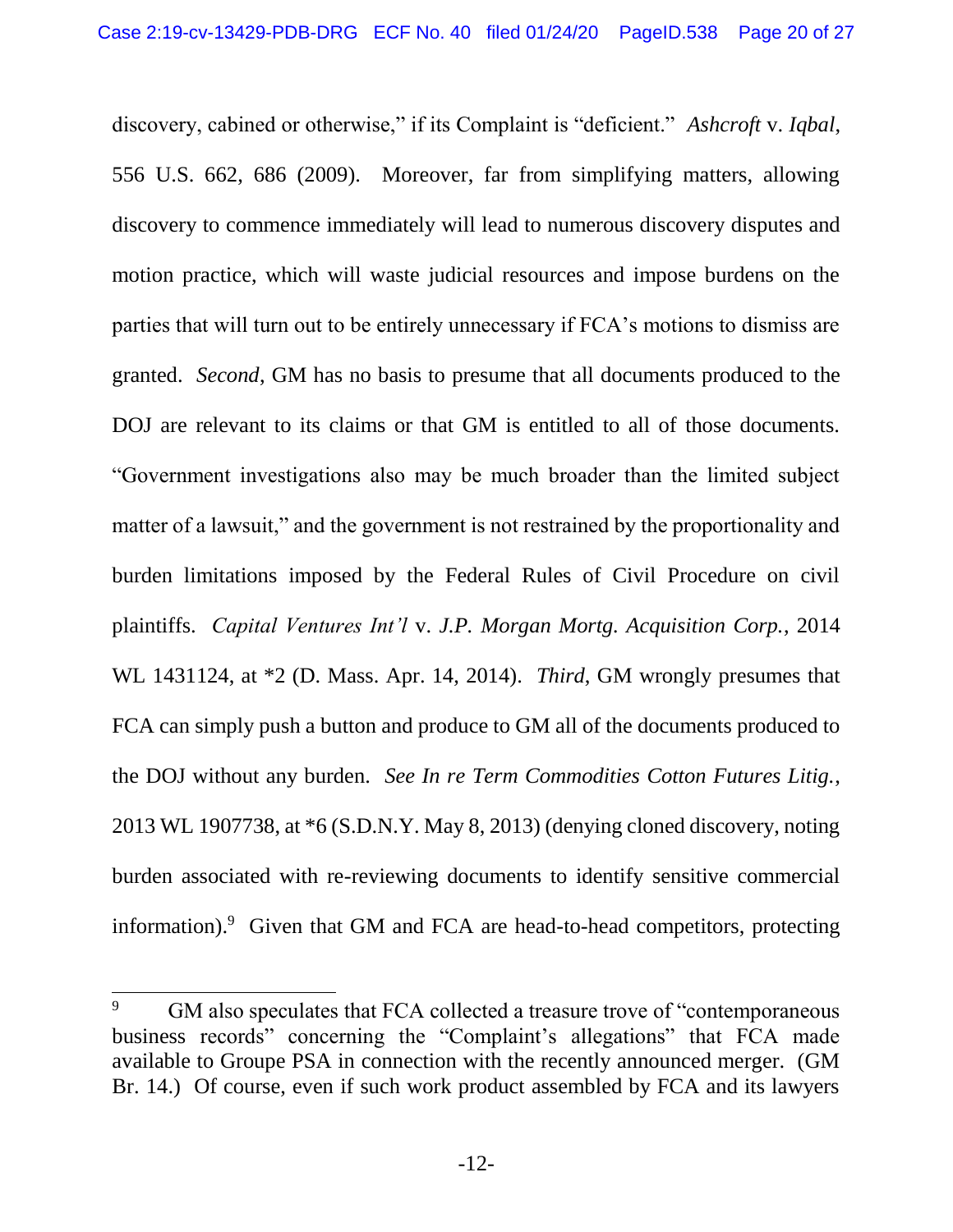discovery, cabined or otherwise," if its Complaint is "deficient." *Ashcroft* v. *Iqbal*, 556 U.S. 662, 686 (2009). Moreover, far from simplifying matters, allowing discovery to commence immediately will lead to numerous discovery disputes and motion practice, which will waste judicial resources and impose burdens on the parties that will turn out to be entirely unnecessary if FCA's motions to dismiss are granted. *Second*, GM has no basis to presume that all documents produced to the DOJ are relevant to its claims or that GM is entitled to all of those documents. "Government investigations also may be much broader than the limited subject matter of a lawsuit," and the government is not restrained by the proportionality and burden limitations imposed by the Federal Rules of Civil Procedure on civil plaintiffs. *Capital Ventures Int'l* v. *J.P. Morgan Mortg. Acquisition Corp.*, 2014 WL 1431124, at *2 (D. Mass. Apr. 14, 2014). *Third*, GM wrongly presumes that FCA can simply push a button and produce to GM all of the documents produced to the DOJ without any burden. *See In re Term Commodities Cotton Futures Litig.*, 2013 WL 1907738, at *6 (S.D.N.Y. May 8, 2013) (denying cloned discovery, noting burden associated with re-reviewing documents to identify sensitive commercial information).[9] Given that GM and FCA are head-to-head competitors, protecting

---

[9] GM also speculates that FCA collected a treasure trove of "contemporaneous business records" concerning the "Complaint's allegations" that FCA made available to Groupe PSA in connection with the recently announced merger. (GM Br. 14.) Of course, even if such work product assembled by FCA and its lawyers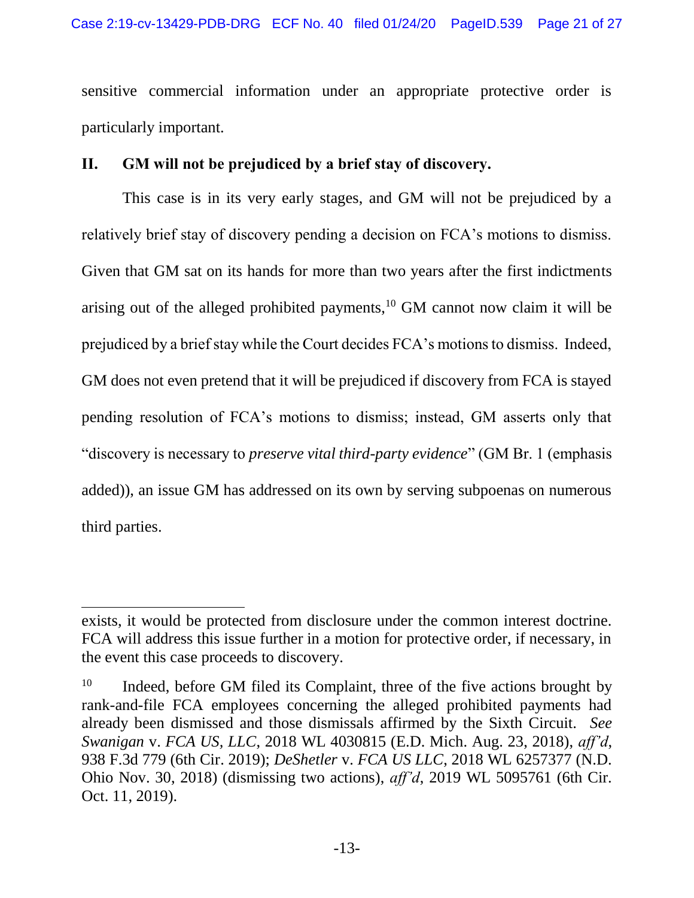sensitive commercial information under an appropriate protective order is particularly important.

## II. GM will not be prejudiced by a brief stay of discovery.

This case is in its very early stages, and GM will not be prejudiced by a relatively brief stay of discovery pending a decision on FCA's motions to dismiss. Given that GM sat on its hands for more than two years after the first indictments arising out of the alleged prohibited payments,[10] GM cannot now claim it will be prejudiced by a brief stay while the Court decides FCA's motions to dismiss. Indeed, GM does not even pretend that it will be prejudiced if discovery from FCA is stayed pending resolution of FCA's motions to dismiss; instead, GM asserts only that "discovery is necessary to *preserve vital third-party evidence*" (GM Br. 1 (emphasis added)), an issue GM has addressed on its own by serving subpoenas on numerous third parties.

---

exists, it would be protected from disclosure under the common interest doctrine. FCA will address this issue further in a motion for protective order, if necessary, in the event this case proceeds to discovery.

[10] Indeed, before GM filed its Complaint, three of the five actions brought by rank-and-file FCA employees concerning the alleged prohibited payments had already been dismissed and those dismissals affirmed by the Sixth Circuit. *See Swanigan* v. *FCA US, LLC*, 2018 WL 4030815 (E.D. Mich. Aug. 23, 2018), *aff'd*, 938 F.3d 779 (6th Cir. 2019); *DeShetler* v. *FCA US LLC*, 2018 WL 6257377 (N.D. Ohio Nov. 30, 2018) (dismissing two actions), *aff'd*, 2019 WL 5095761 (6th Cir. Oct. 11, 2019).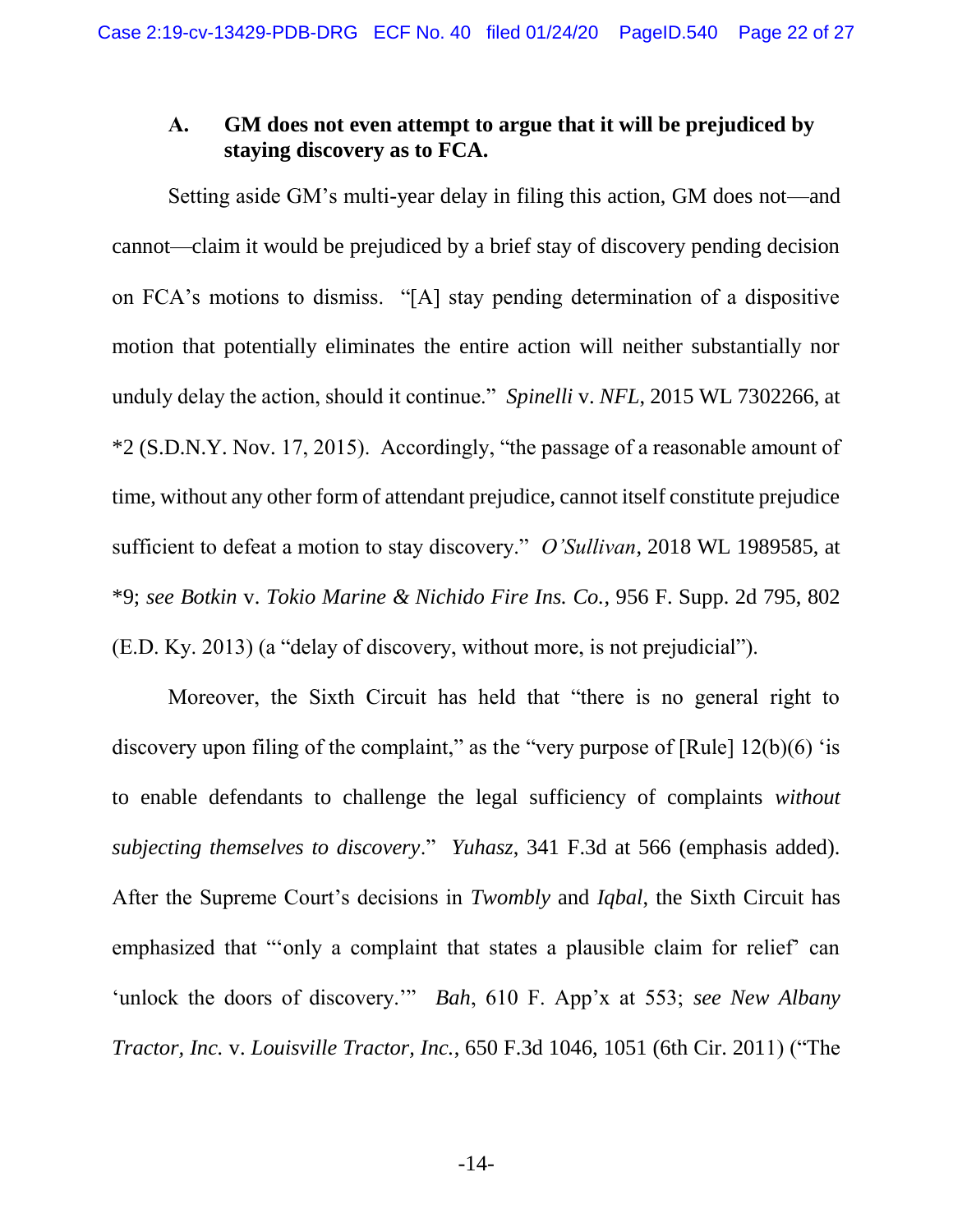### A. GM does not even attempt to argue that it will be prejudiced by staying discovery as to FCA.

Setting aside GM's multi-year delay in filing this action, GM does not—and cannot—claim it would be prejudiced by a brief stay of discovery pending decision on FCA's motions to dismiss. "[A] stay pending determination of a dispositive motion that potentially eliminates the entire action will neither substantially nor unduly delay the action, should it continue." *Spinelli* v. *NFL*, 2015 WL 7302266, at *2 (S.D.N.Y. Nov. 17, 2015). Accordingly, "the passage of a reasonable amount of time, without any other form of attendant prejudice, cannot itself constitute prejudice sufficient to defeat a motion to stay discovery." *O'Sullivan*, 2018 WL 1989585, at *9; *see Botkin* v. *Tokio Marine & Nichido Fire Ins. Co.*, 956 F. Supp. 2d 795, 802 (E.D. Ky. 2013) (a "delay of discovery, without more, is not prejudicial").

Moreover, the Sixth Circuit has held that "there is no general right to discovery upon filing of the complaint," as the "very purpose of [Rule] 12(b)(6) 'is to enable defendants to challenge the legal sufficiency of complaints *without subjecting themselves to discovery*." *Yuhasz*, 341 F.3d at 566 (emphasis added). After the Supreme Court's decisions in *Twombly* and *Iqbal*, the Sixth Circuit has emphasized that "'only a complaint that states a plausible claim for relief' can 'unlock the doors of discovery.'" *Bah*, 610 F. App'x at 553; *see New Albany Tractor, Inc.* v. *Louisville Tractor, Inc.*, 650 F.3d 1046, 1051 (6th Cir. 2011) ("The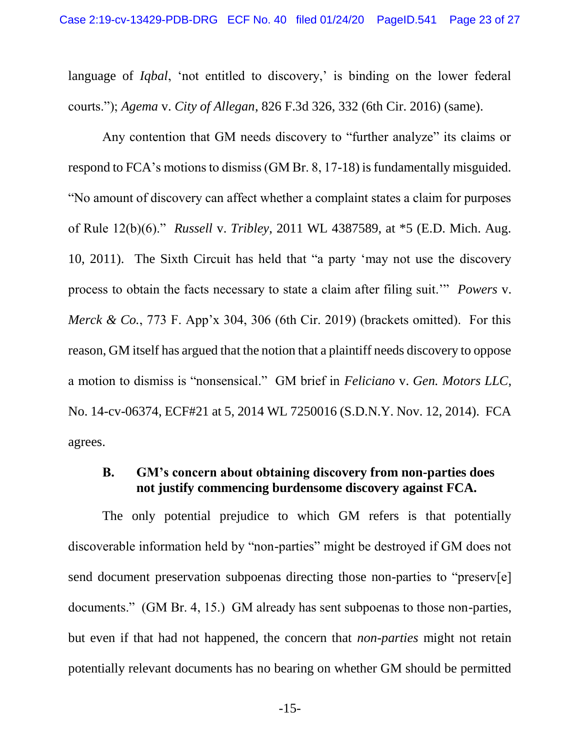language of *Iqbal*, 'not entitled to discovery,' is binding on the lower federal courts."); *Agema* v. *City of Allegan*, 826 F.3d 326, 332 (6th Cir. 2016) (same).

Any contention that GM needs discovery to "further analyze" its claims or respond to FCA's motions to dismiss (GM Br. 8, 17-18) is fundamentally misguided. "No amount of discovery can affect whether a complaint states a claim for purposes of Rule 12(b)(6)." *Russell* v. *Tribley*, 2011 WL 4387589, at *5 (E.D. Mich. Aug. 10, 2011). The Sixth Circuit has held that "a party 'may not use the discovery process to obtain the facts necessary to state a claim after filing suit.'" *Powers* v. *Merck & Co.*, 773 F. App'x 304, 306 (6th Cir. 2019) (brackets omitted). For this reason, GM itself has argued that the notion that a plaintiff needs discovery to oppose a motion to dismiss is "nonsensical." GM brief in *Feliciano* v. *Gen. Motors LLC*, No. 14-cv-06374, ECF#21 at 5, 2014 WL 7250016 (S.D.N.Y. Nov. 12, 2014). FCA agrees.

### B. GM's concern about obtaining discovery from non-parties does not justify commencing burdensome discovery against FCA.

The only potential prejudice to which GM refers is that potentially discoverable information held by "non-parties" might be destroyed if GM does not send document preservation subpoenas directing those non-parties to "preserv[e] documents." (GM Br. 4, 15.) GM already has sent subpoenas to those non-parties, but even if that had not happened, the concern that *non-parties* might not retain potentially relevant documents has no bearing on whether GM should be permitted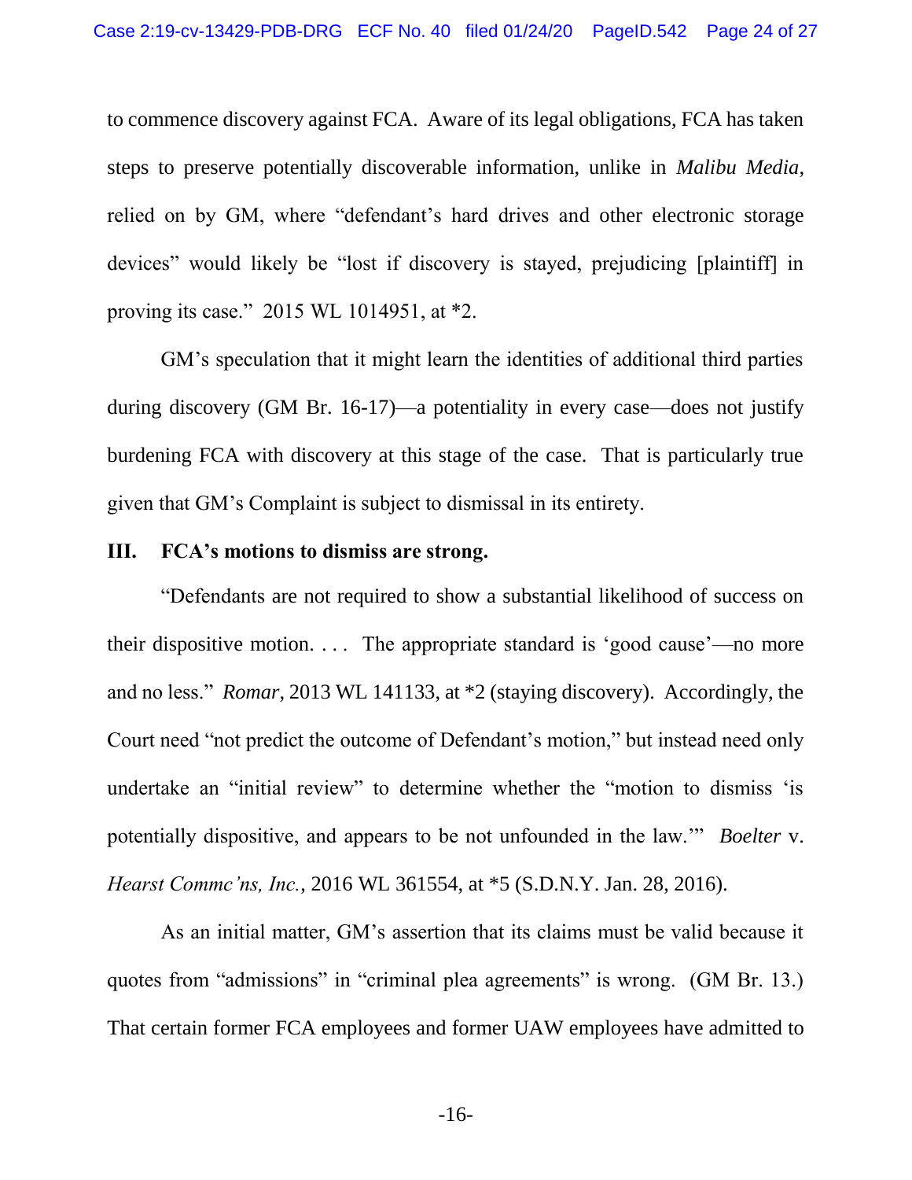to commence discovery against FCA. Aware of its legal obligations, FCA has taken steps to preserve potentially discoverable information, unlike in *Malibu Media*, relied on by GM, where "defendant's hard drives and other electronic storage devices" would likely be "lost if discovery is stayed, prejudicing [plaintiff] in proving its case." 2015 WL 1014951, at *2.

GM's speculation that it might learn the identities of additional third parties during discovery (GM Br. 16-17)—a potentiality in every case—does not justify burdening FCA with discovery at this stage of the case. That is particularly true given that GM's Complaint is subject to dismissal in its entirety.

## III. FCA's motions to dismiss are strong.

"Defendants are not required to show a substantial likelihood of success on their dispositive motion. . . . The appropriate standard is 'good cause'—no more and no less." *Romar*, 2013 WL 141133, at *2 (staying discovery). Accordingly, the Court need "not predict the outcome of Defendant's motion," but instead need only undertake an "initial review" to determine whether the "motion to dismiss 'is potentially dispositive, and appears to be not unfounded in the law.'" *Boelter* v. *Hearst Commc'ns, Inc.*, 2016 WL 361554, at *5 (S.D.N.Y. Jan. 28, 2016).

As an initial matter, GM's assertion that its claims must be valid because it quotes from "admissions" in "criminal plea agreements" is wrong. (GM Br. 13.) That certain former FCA employees and former UAW employees have admitted to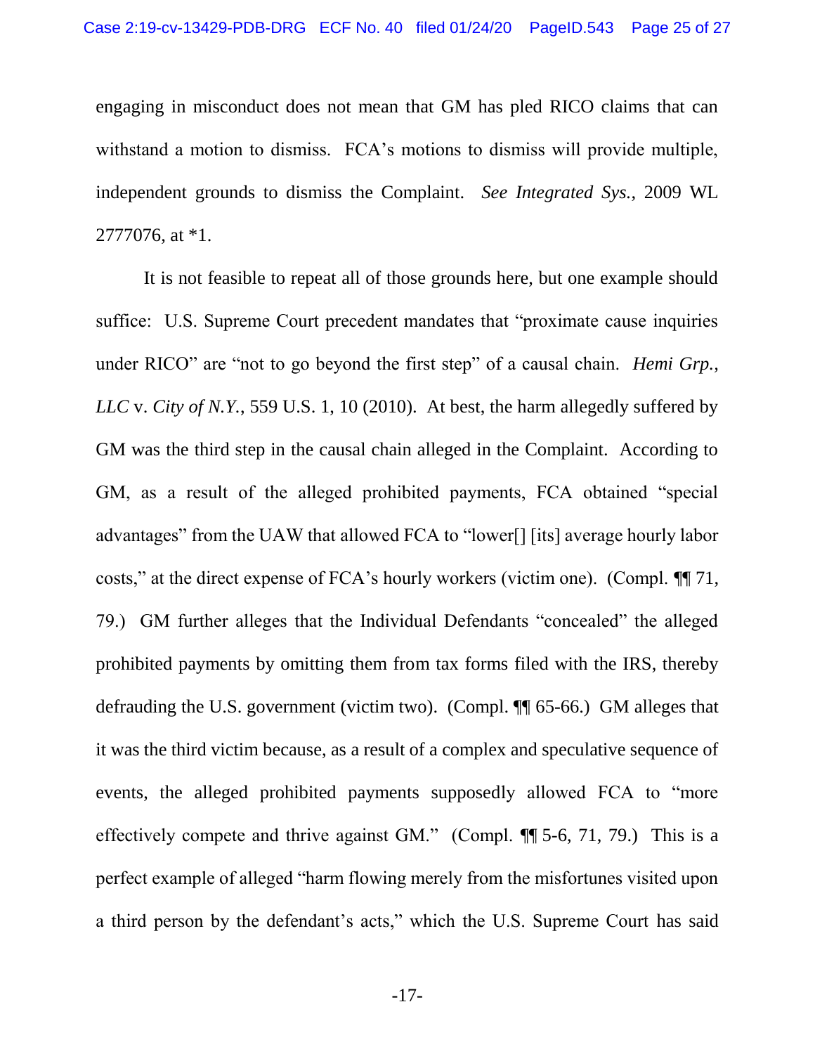engaging in misconduct does not mean that GM has pled RICO claims that can withstand a motion to dismiss. FCA's motions to dismiss will provide multiple, independent grounds to dismiss the Complaint. *See Integrated Sys.*, 2009 WL 2777076, at *1.

It is not feasible to repeat all of those grounds here, but one example should suffice: U.S. Supreme Court precedent mandates that "proximate cause inquiries under RICO" are "not to go beyond the first step" of a causal chain. *Hemi Grp., LLC* v. *City of N.Y.*, 559 U.S. 1, 10 (2010). At best, the harm allegedly suffered by GM was the third step in the causal chain alleged in the Complaint. According to GM, as a result of the alleged prohibited payments, FCA obtained "special advantages" from the UAW that allowed FCA to "lower[] [its] average hourly labor costs," at the direct expense of FCA's hourly workers (victim one). (Compl. ¶¶ 71, 79.) GM further alleges that the Individual Defendants "concealed" the alleged prohibited payments by omitting them from tax forms filed with the IRS, thereby defrauding the U.S. government (victim two). (Compl. ¶¶ 65-66.) GM alleges that it was the third victim because, as a result of a complex and speculative sequence of events, the alleged prohibited payments supposedly allowed FCA to "more effectively compete and thrive against GM." (Compl. ¶¶ 5-6, 71, 79.) This is a perfect example of alleged "harm flowing merely from the misfortunes visited upon a third person by the defendant's acts," which the U.S. Supreme Court has said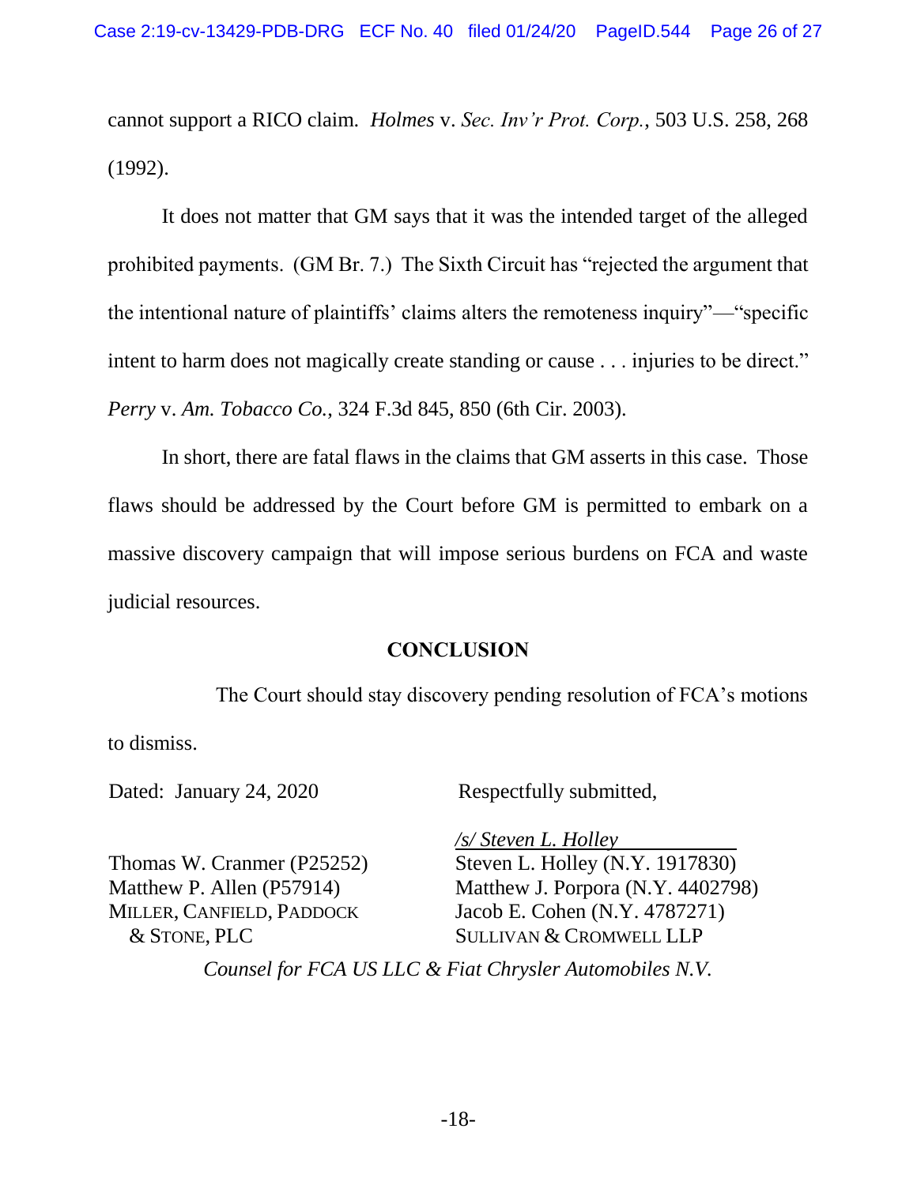cannot support a RICO claim. *Holmes* v. *Sec. Inv'r Prot. Corp.*, 503 U.S. 258, 268 (1992).

It does not matter that GM says that it was the intended target of the alleged prohibited payments. (GM Br. 7.) The Sixth Circuit has "rejected the argument that the intentional nature of plaintiffs' claims alters the remoteness inquiry"—"specific intent to harm does not magically create standing or cause . . . injuries to be direct." *Perry* v. *Am. Tobacco Co.*, 324 F.3d 845, 850 (6th Cir. 2003).

In short, there are fatal flaws in the claims that GM asserts in this case. Those flaws should be addressed by the Court before GM is permitted to embark on a massive discovery campaign that will impose serious burdens on FCA and waste judicial resources.

## CONCLUSION

The Court should stay discovery pending resolution of FCA's motions to dismiss.

Dated: January 24, 2020

Respectfully submitted,

*/s/ Steven L. Holley*

Thomas W. Cranmer (P25252)
Matthew P. Allen (P57914)
MILLER, CANFIELD, PADDOCK & STONE, PLC

Steven L. Holley (N.Y. 1917830)
Matthew J. Porpora (N.Y. 4402798)
Jacob E. Cohen (N.Y. 4787271)
SULLIVAN & CROMWELL LLP

*Counsel for FCA US LLC & Fiat Chrysler Automobiles N.V.*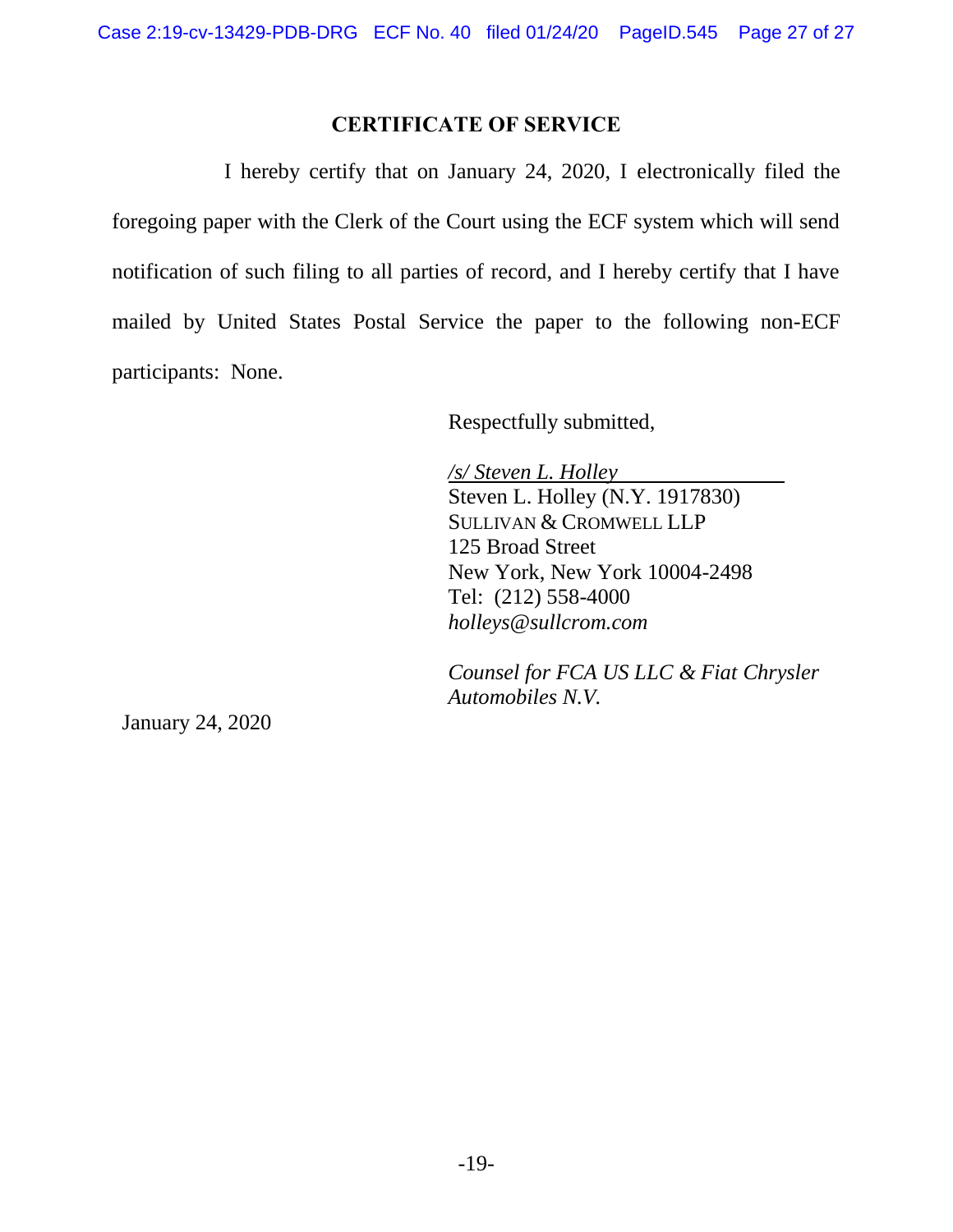## CERTIFICATE OF SERVICE

I hereby certify that on January 24, 2020, I electronically filed the foregoing paper with the Clerk of the Court using the ECF system which will send notification of such filing to all parties of record, and I hereby certify that I have mailed by United States Postal Service the paper to the following non-ECF participants: None.

Respectfully submitted,

*/s/ Steven L. Holley*
Steven L. Holley (N.Y. 1917830)
SULLIVAN & CROMWELL LLP
125 Broad Street
New York, New York 10004-2498
Tel: (212) 558-4000
*holleys@sullcrom.com*

*Counsel for FCA US LLC & Fiat Chrysler Automobiles N.V.*

January 24, 2020